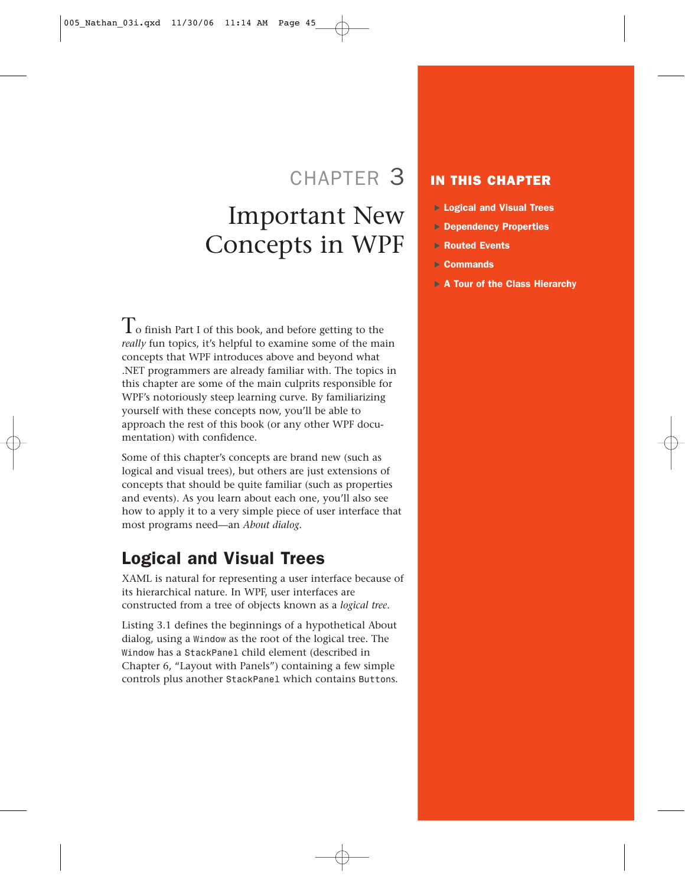# CHAPTER 3

# Important New Concepts in WPF

**IN THIS CHAPTER**

- **Logical and Visual Trees**
- **Dependency Properties**
- **Routed Events**
- **Commands**
- **A Tour of the Class Hierarchy**

To finish Part I of this book, and before getting to the *really* fun topics, it's helpful to examine some of the main concepts that WPF introduces above and beyond what .NET programmers are already familiar with. The topics in this chapter are some of the main culprits responsible for WPF's notoriously steep learning curve. By familiarizing yourself with these concepts now, you'll be able to approach the rest of this book (or any other WPF documentation) with confidence.

Some of this chapter's concepts are brand new (such as logical and visual trees), but others are just extensions of concepts that should be quite familiar (such as properties and events). As you learn about each one, you'll also see how to apply it to a very simple piece of user interface that most programs need—an *About dialog*.

## Logical and Visual Trees

XAML is natural for representing a user interface because of its hierarchical nature. In WPF, user interfaces are constructed from a tree of objects known as a *logical tree*.

Listing 3.1 defines the beginnings of a hypothetical About dialog, using a `Window` as the root of the logical tree. The `Window` has a `StackPanel` child element (described in Chapter 6, "Layout with Panels") containing a few simple controls plus another `StackPanel` which contains `Button`s.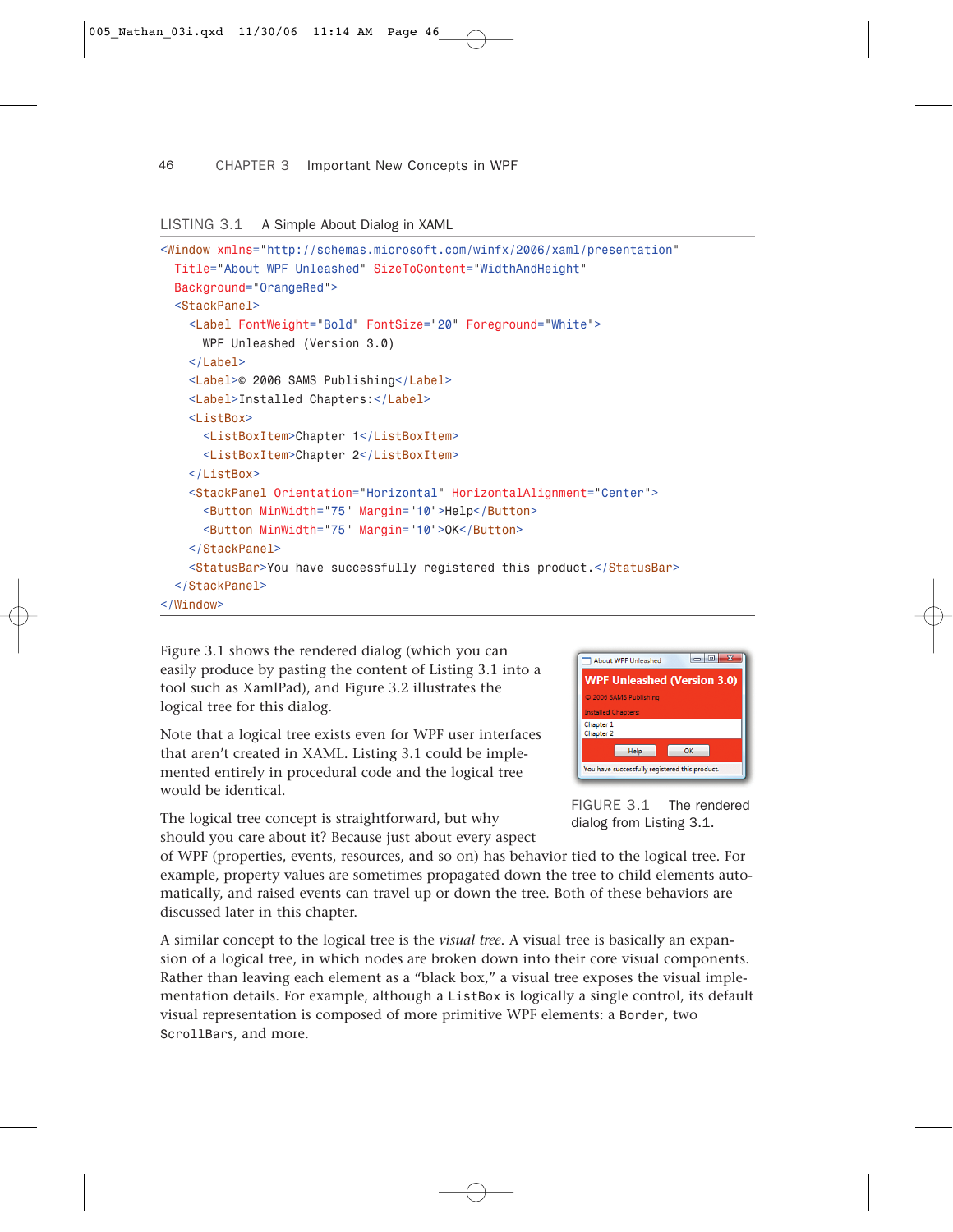LISTING 3.1 A Simple About Dialog in XAML

```
<Window xmlns="http://schemas.microsoft.com/winfx/2006/xaml/presentation"
  Title="About WPF Unleashed" SizeToContent="WidthAndHeight"
  Background="OrangeRed">
  <StackPanel>
    <Label FontWeight="Bold" FontSize="20" Foreground="White">
      WPF Unleashed (Version 3.0)
    </Label>
    <Label>© 2006 SAMS Publishing</Label>
    <Label>Installed Chapters:</Label>
    <ListBox>
      <ListBoxItem>Chapter 1</ListBoxItem>
      <ListBoxItem>Chapter 2</ListBoxItem>
    </ListBox>
    <StackPanel Orientation="Horizontal" HorizontalAlignment="Center">
      <Button MinWidth="75" Margin="10">Help</Button>
      <Button MinWidth="75" Margin="10">OK</Button>
    </StackPanel>
    <StatusBar>You have successfully registered this product.</StatusBar>
  </StackPanel>
</Window>
```

Figure 3.1 shows the rendered dialog (which you can easily produce by pasting the content of Listing 3.1 into a tool such as XamlPad), and Figure 3.2 illustrates the logical tree for this dialog.

FIGURE 3.1 The rendered dialog from Listing 3.1.

Note that a logical tree exists even for WPF user interfaces that aren't created in XAML. Listing 3.1 could be implemented entirely in procedural code and the logical tree would be identical.

The logical tree concept is straightforward, but why should you care about it? Because just about every aspect of WPF (properties, events, resources, and so on) has behavior tied to the logical tree. For example, property values are sometimes propagated down the tree to child elements automatically, and raised events can travel up or down the tree. Both of these behaviors are discussed later in this chapter.

A similar concept to the logical tree is the *visual tree*. A visual tree is basically an expansion of a logical tree, in which nodes are broken down into their core visual components. Rather than leaving each element as a "black box," a visual tree exposes the visual implementation details. For example, although a `ListBox` is logically a single control, its default visual representation is composed of more primitive WPF elements: a `Border`, two `ScrollBars`, and more.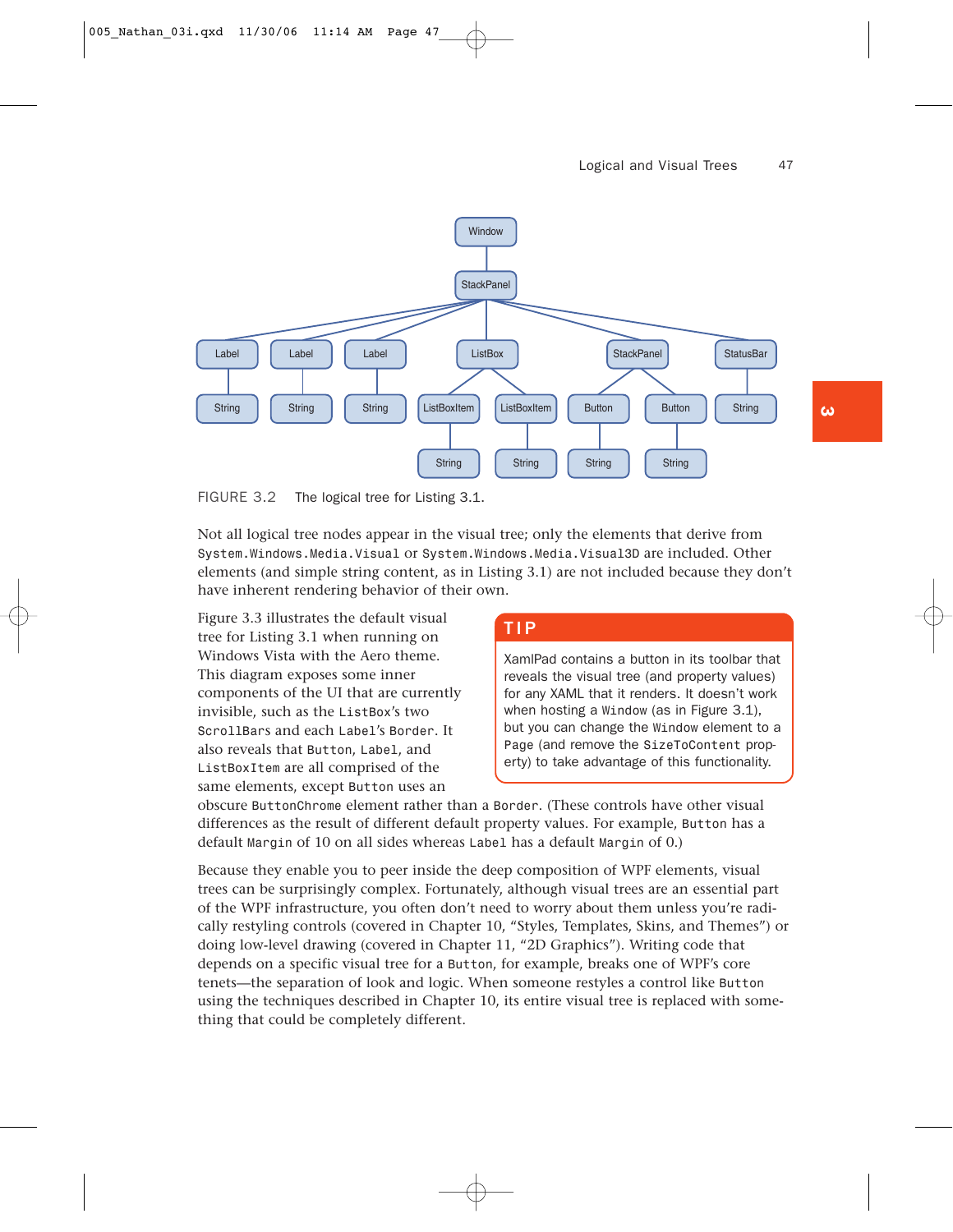FIGURE 3.2 The logical tree for Listing 3.1.

Not all logical tree nodes appear in the visual tree; only the elements that derive from `System.Windows.Media.Visual` or `System.Windows.Media.Visual3D` are included. Other elements (and simple string content, as in Listing 3.1) are not included because they don't have inherent rendering behavior of their own.

> **TIP**
>
> XamlPad contains a button in its toolbar that reveals the visual tree (and property values) for any XAML that it renders. It doesn't work when hosting a `Window` (as in Figure 3.1), but you can change the `Window` element to a `Page` (and remove the `SizeToContent` property) to take advantage of this functionality.

Figure 3.3 illustrates the default visual tree for Listing 3.1 when running on Windows Vista with the Aero theme. This diagram exposes some inner components of the UI that are currently invisible, such as the `ListBox`'s two `ScrollBar`s and each `Label`'s `Border`. It also reveals that `Button`, `Label`, and `ListBoxItem` are all comprised of the same elements, except `Button` uses an obscure `ButtonChrome` element rather than a `Border`. (These controls have other visual differences as the result of different default property values. For example, `Button` has a default `Margin` of 10 on all sides whereas `Label` has a default `Margin` of 0.)

Because they enable you to peer inside the deep composition of WPF elements, visual trees can be surprisingly complex. Fortunately, although visual trees are an essential part of the WPF infrastructure, you often don't need to worry about them unless you're radically restyling controls (covered in Chapter 10, "Styles, Templates, Skins, and Themes") or doing low-level drawing (covered in Chapter 11, "2D Graphics"). Writing code that depends on a specific visual tree for a `Button`, for example, breaks one of WPF's core tenets—the separation of look and logic. When someone restyles a control like `Button` using the techniques described in Chapter 10, its entire visual tree is replaced with something that could be completely different.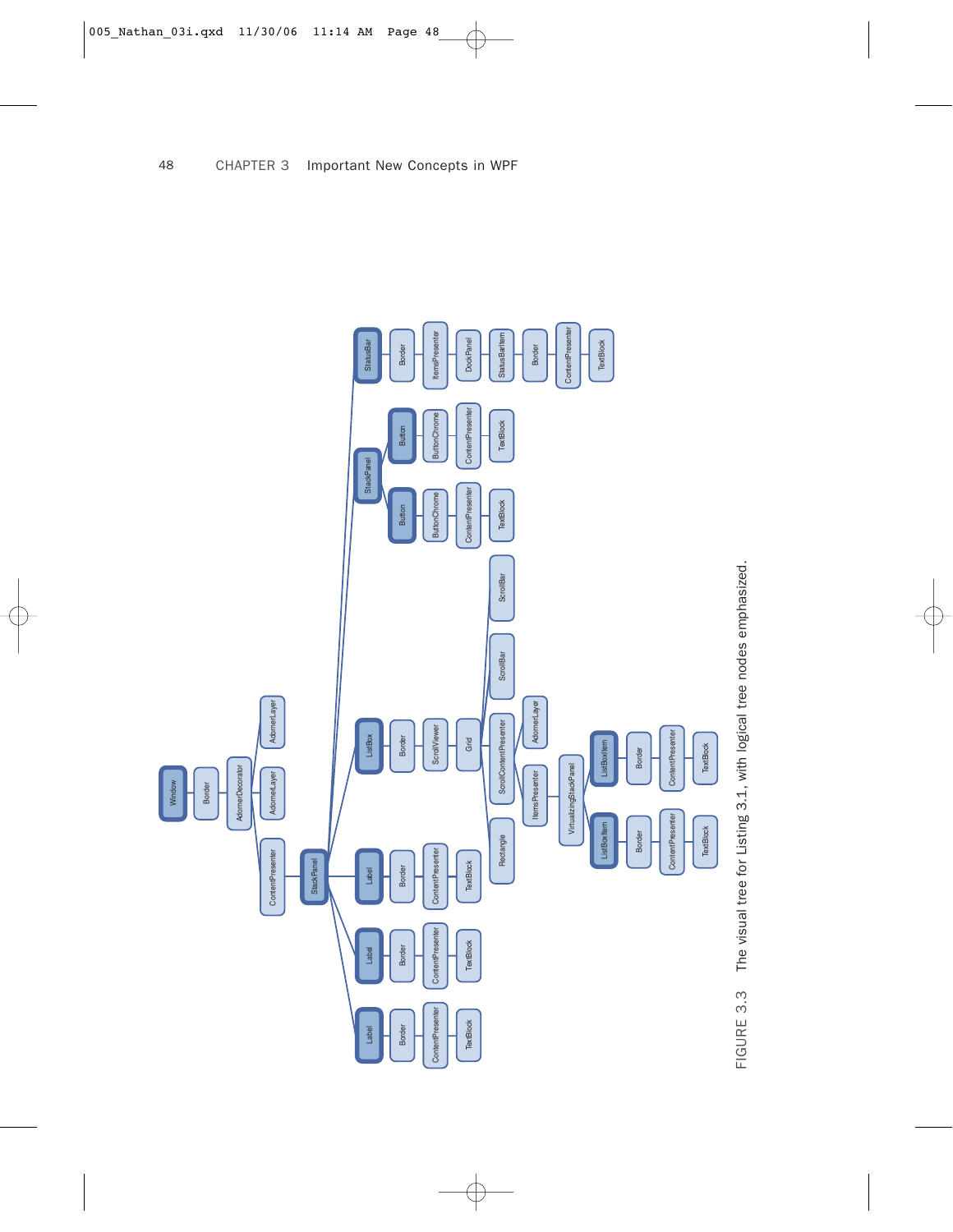FIGURE 3.3 The visual tree for Listing 3.1, with logical tree nodes emphasized.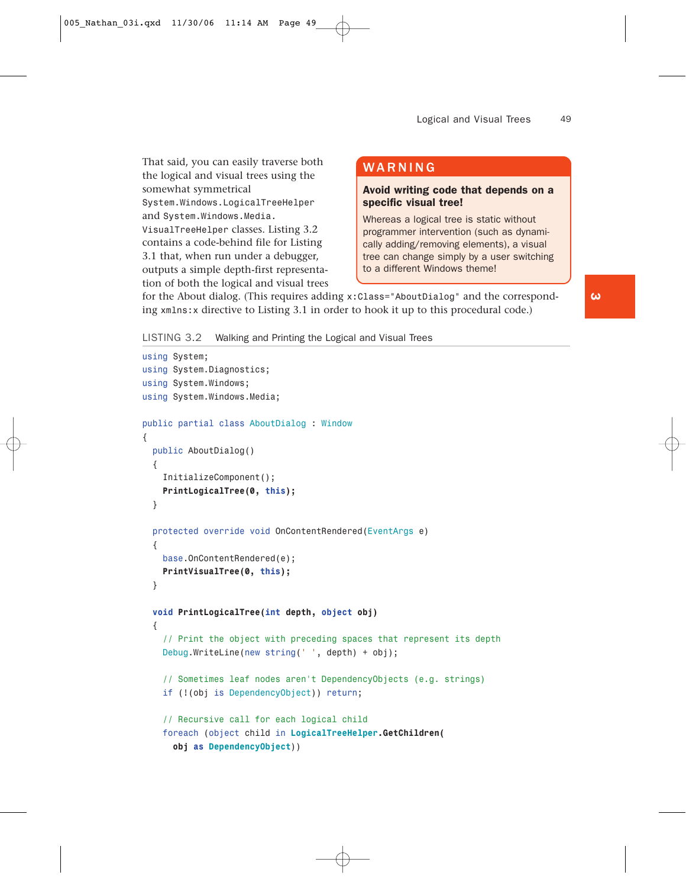That said, you can easily traverse both the logical and visual trees using the somewhat symmetrical System.Windows.LogicalTreeHelper and System.Windows.Media.VisualTreeHelper classes. Listing 3.2 contains a code-behind file for Listing 3.1 that, when run under a debugger, outputs a simple depth-first representation of both the logical and visual trees for the About dialog. (This requires adding x:Class="AboutDialog" and the corresponding xmlns:x directive to Listing 3.1 in order to hook it up to this procedural code.)

> **WARNING**
>
> **Avoid writing code that depends on a specific visual tree!**
>
> Whereas a logical tree is static without programmer intervention (such as dynamically adding/removing elements), a visual tree can change simply by a user switching to a different Windows theme!

LISTING 3.2 Walking and Printing the Logical and Visual Trees

```
using System;
using System.Diagnostics;
using System.Windows;
using System.Windows.Media;

public partial class AboutDialog : Window
{
  public AboutDialog()
  {
    InitializeComponent();
    PrintLogicalTree(0, this);
  }

  protected override void OnContentRendered(EventArgs e)
  {
    base.OnContentRendered(e);
    PrintVisualTree(0, this);
  }

  void PrintLogicalTree(int depth, object obj)
  {
    // Print the object with preceding spaces that represent its depth
    Debug.WriteLine(new string(' ', depth) + obj);

    // Sometimes leaf nodes aren't DependencyObjects (e.g. strings)
    if (!(obj is DependencyObject)) return;

    // Recursive call for each logical child
    foreach (object child in LogicalTreeHelper.GetChildren(
      obj as DependencyObject))
```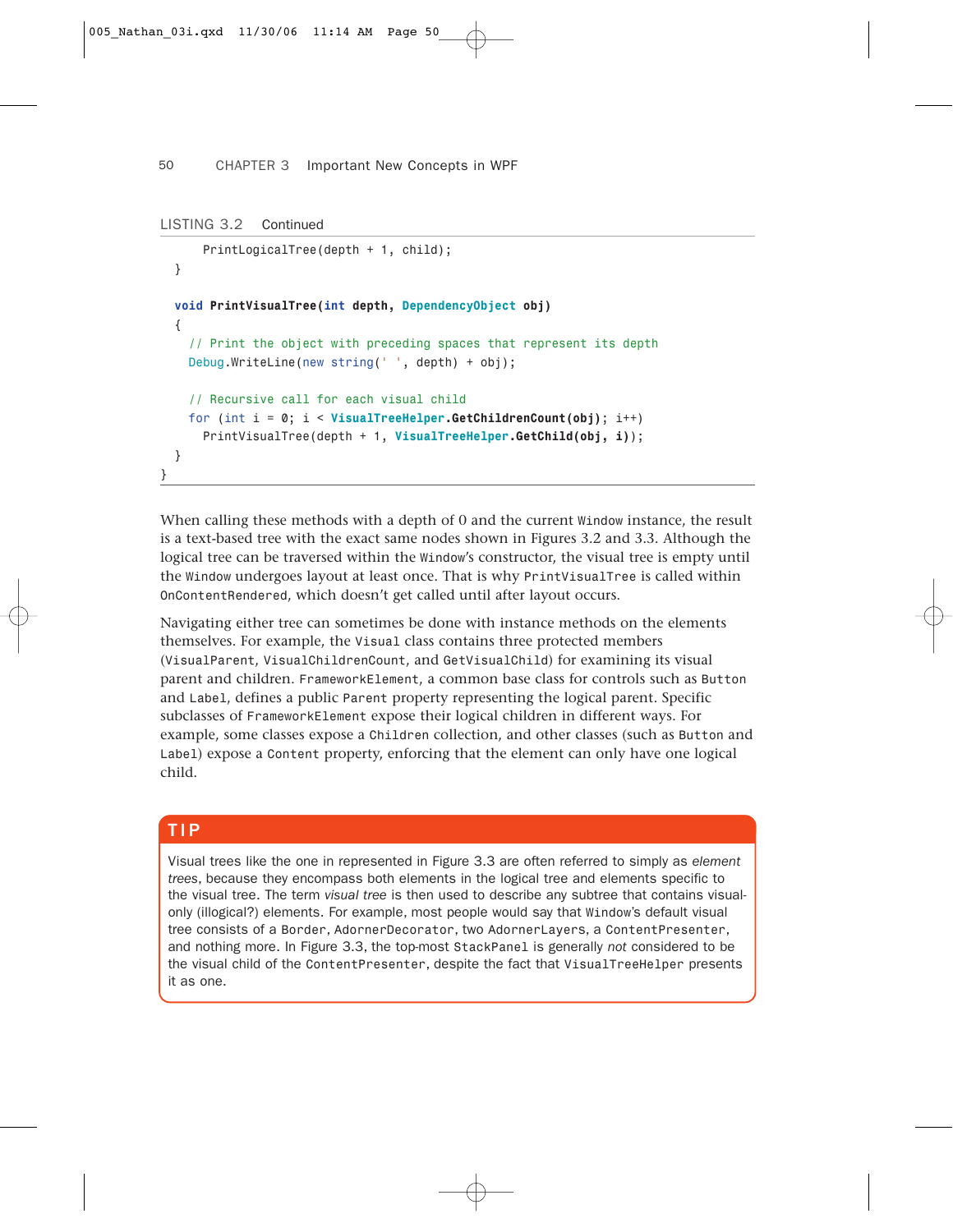LISTING 3.2 Continued

```
      PrintLogicalTree(depth + 1, child);
  }

  void PrintVisualTree(int depth, DependencyObject obj)
  {
    // Print the object with preceding spaces that represent its depth
    Debug.WriteLine(new string(' ', depth) + obj);

    // Recursive call for each visual child
    for (int i = 0; i < VisualTreeHelper.GetChildrenCount(obj); i++)
      PrintVisualTree(depth + 1, VisualTreeHelper.GetChild(obj, i));
  }
}
```

When calling these methods with a depth of 0 and the current `Window` instance, the result is a text-based tree with the exact same nodes shown in Figures 3.2 and 3.3. Although the logical tree can be traversed within the `Window`'s constructor, the visual tree is empty until the `Window` undergoes layout at least once. That is why `PrintVisualTree` is called within `OnContentRendered`, which doesn't get called until after layout occurs.

Navigating either tree can sometimes be done with instance methods on the elements themselves. For example, the `Visual` class contains three protected members (`VisualParent`, `VisualChildrenCount`, and `GetVisualChild`) for examining its visual parent and children. `FrameworkElement`, a common base class for controls such as `Button` and `Label`, defines a public `Parent` property representing the logical parent. Specific subclasses of `FrameworkElement` expose their logical children in different ways. For example, some classes expose a `Children` collection, and other classes (such as `Button` and `Label`) expose a `Content` property, enforcing that the element can only have one logical child.

**TIP**

Visual trees like the one in represented in Figure 3.3 are often referred to simply as *element trees*, because they encompass both elements in the logical tree and elements specific to the visual tree. The term *visual tree* is then used to describe any subtree that contains visual-only (illogical?) elements. For example, most people would say that `Window`'s default visual tree consists of a `Border`, `AdornerDecorator`, two `AdornerLayers`, a `ContentPresenter`, and nothing more. In Figure 3.3, the top-most `StackPanel` is generally *not* considered to be the visual child of the `ContentPresenter`, despite the fact that `VisualTreeHelper` presents it as one.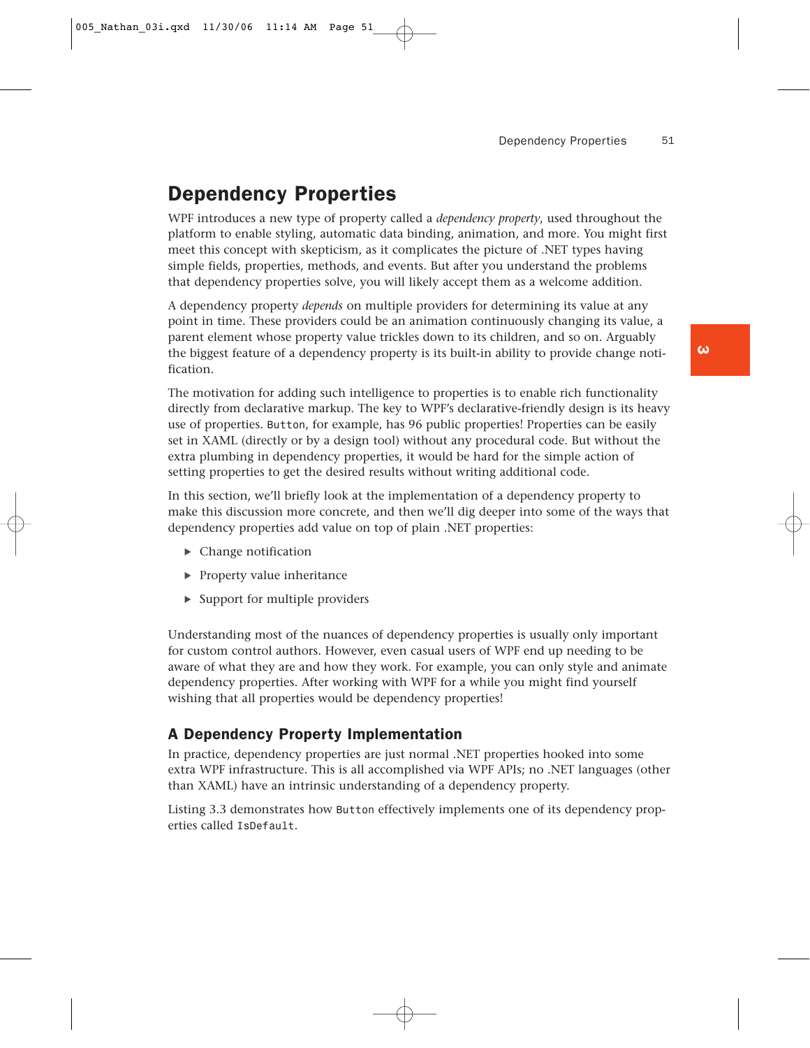## Dependency Properties

WPF introduces a new type of property called a *dependency property*, used throughout the platform to enable styling, automatic data binding, animation, and more. You might first meet this concept with skepticism, as it complicates the picture of .NET types having simple fields, properties, methods, and events. But after you understand the problems that dependency properties solve, you will likely accept them as a welcome addition.

A dependency property *depends* on multiple providers for determining its value at any point in time. These providers could be an animation continuously changing its value, a parent element whose property value trickles down to its children, and so on. Arguably the biggest feature of a dependency property is its built-in ability to provide change notification.

The motivation for adding such intelligence to properties is to enable rich functionality directly from declarative markup. The key to WPF's declarative-friendly design is its heavy use of properties. `Button`, for example, has 96 public properties! Properties can be easily set in XAML (directly or by a design tool) without any procedural code. But without the extra plumbing in dependency properties, it would be hard for the simple action of setting properties to get the desired results without writing additional code.

In this section, we'll briefly look at the implementation of a dependency property to make this discussion more concrete, and then we'll dig deeper into some of the ways that dependency properties add value on top of plain .NET properties:

- Change notification
- Property value inheritance
- Support for multiple providers

Understanding most of the nuances of dependency properties is usually only important for custom control authors. However, even casual users of WPF end up needing to be aware of what they are and how they work. For example, you can only style and animate dependency properties. After working with WPF for a while you might find yourself wishing that all properties would be dependency properties!

### A Dependency Property Implementation

In practice, dependency properties are just normal .NET properties hooked into some extra WPF infrastructure. This is all accomplished via WPF APIs; no .NET languages (other than XAML) have an intrinsic understanding of a dependency property.

Listing 3.3 demonstrates how `Button` effectively implements one of its dependency properties called `IsDefault`.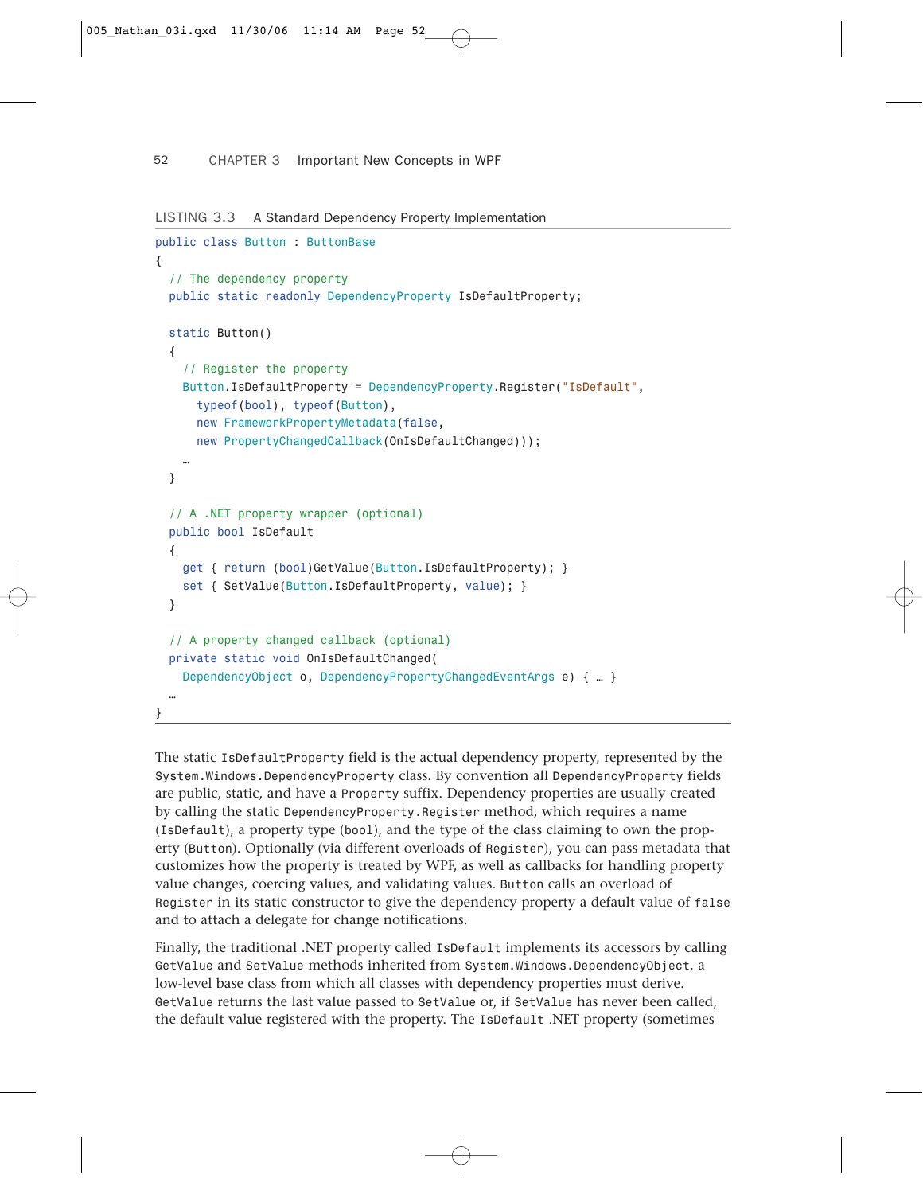LISTING 3.3 A Standard Dependency Property Implementation

```
public class Button : ButtonBase
{
  // The dependency property
  public static readonly DependencyProperty IsDefaultProperty;

  static Button()
  {
    // Register the property
    Button.IsDefaultProperty = DependencyProperty.Register("IsDefault",
      typeof(bool), typeof(Button),
      new FrameworkPropertyMetadata(false,
      new PropertyChangedCallback(OnIsDefaultChanged)));
    …
  }

  // A .NET property wrapper (optional)
  public bool IsDefault
  {
    get { return (bool)GetValue(Button.IsDefaultProperty); }
    set { SetValue(Button.IsDefaultProperty, value); }
  }

  // A property changed callback (optional)
  private static void OnIsDefaultChanged(
    DependencyObject o, DependencyPropertyChangedEventArgs e) { … }
  …
}
```

The static `IsDefaultProperty` field is the actual dependency property, represented by the `System.Windows.DependencyProperty` class. By convention all `DependencyProperty` fields are public, static, and have a `Property` suffix. Dependency properties are usually created by calling the static `DependencyProperty.Register` method, which requires a name (`IsDefault`), a property type (`bool`), and the type of the class claiming to own the property (`Button`). Optionally (via different overloads of `Register`), you can pass metadata that customizes how the property is treated by WPF, as well as callbacks for handling property value changes, coercing values, and validating values. `Button` calls an overload of `Register` in its static constructor to give the dependency property a default value of `false` and to attach a delegate for change notifications.

Finally, the traditional .NET property called `IsDefault` implements its accessors by calling `GetValue` and `SetValue` methods inherited from `System.Windows.DependencyObject`, a low-level base class from which all classes with dependency properties must derive. `GetValue` returns the last value passed to `SetValue` or, if `SetValue` has never been called, the default value registered with the property. The `IsDefault` .NET property (sometimes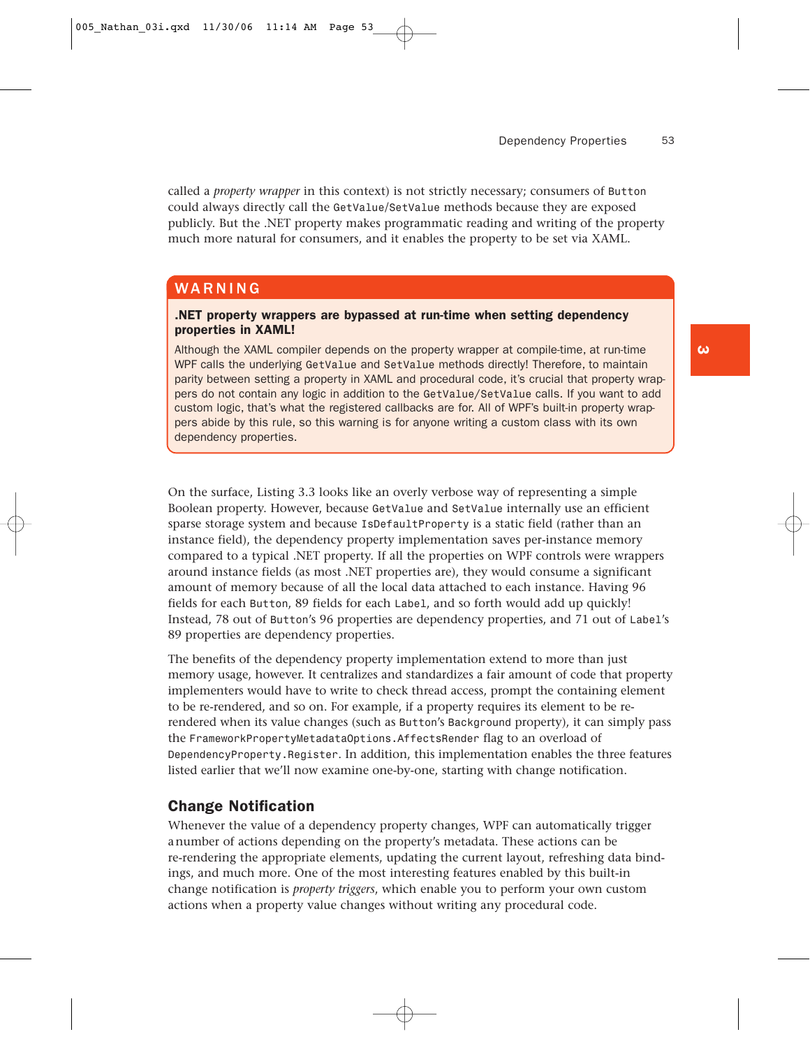called a *property wrapper* in this context) is not strictly necessary; consumers of `Button` could always directly call the `GetValue`/`SetValue` methods because they are exposed publicly. But the .NET property makes programmatic reading and writing of the property much more natural for consumers, and it enables the property to be set via XAML.

> **WARNING**
>
> **.NET property wrappers are bypassed at run-time when setting dependency properties in XAML!**
>
> Although the XAML compiler depends on the property wrapper at compile-time, at run-time WPF calls the underlying `GetValue` and `SetValue` methods directly! Therefore, to maintain parity between setting a property in XAML and procedural code, it's crucial that property wrappers do not contain any logic in addition to the `GetValue`/`SetValue` calls. If you want to add custom logic, that's what the registered callbacks are for. All of WPF's built-in property wrappers abide by this rule, so this warning is for anyone writing a custom class with its own dependency properties.

On the surface, Listing 3.3 looks like an overly verbose way of representing a simple Boolean property. However, because `GetValue` and `SetValue` internally use an efficient sparse storage system and because `IsDefaultProperty` is a static field (rather than an instance field), the dependency property implementation saves per-instance memory compared to a typical .NET property. If all the properties on WPF controls were wrappers around instance fields (as most .NET properties are), they would consume a significant amount of memory because of all the local data attached to each instance. Having 96 fields for each `Button`, 89 fields for each `Label`, and so forth would add up quickly! Instead, 78 out of `Button`'s 96 properties are dependency properties, and 71 out of `Label`'s 89 properties are dependency properties.

The benefits of the dependency property implementation extend to more than just memory usage, however. It centralizes and standardizes a fair amount of code that property implementers would have to write to check thread access, prompt the containing element to be re-rendered, and so on. For example, if a property requires its element to be re-rendered when its value changes (such as `Button`'s `Background` property), it can simply pass the `FrameworkPropertyMetadataOptions.AffectsRender` flag to an overload of `DependencyProperty.Register`. In addition, this implementation enables the three features listed earlier that we'll now examine one-by-one, starting with change notification.

## Change Notification

Whenever the value of a dependency property changes, WPF can automatically trigger a number of actions depending on the property's metadata. These actions can be re-rendering the appropriate elements, updating the current layout, refreshing data bindings, and much more. One of the most interesting features enabled by this built-in change notification is *property triggers*, which enable you to perform your own custom actions when a property value changes without writing any procedural code.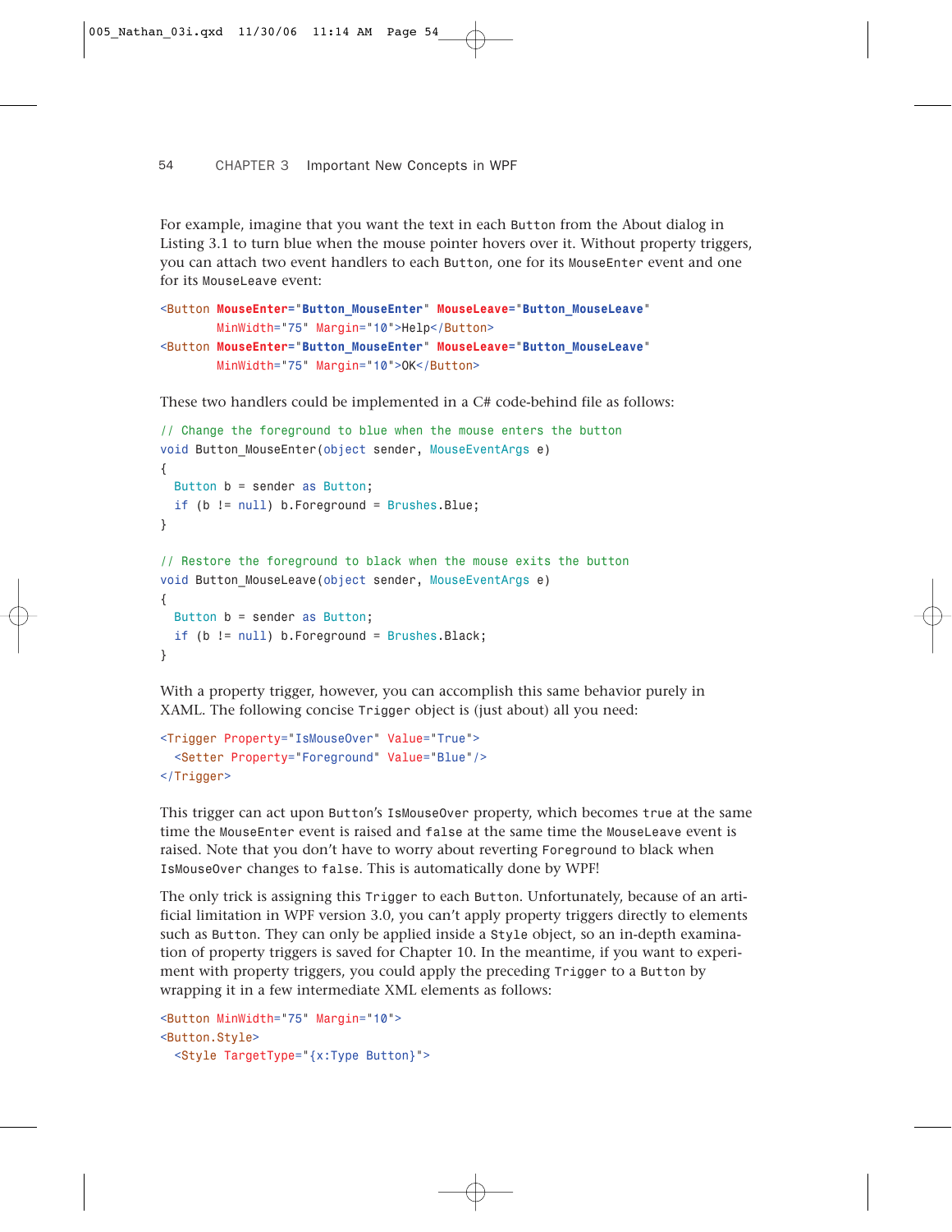For example, imagine that you want the text in each `Button` from the About dialog in Listing 3.1 to turn blue when the mouse pointer hovers over it. Without property triggers, you can attach two event handlers to each `Button`, one for its `MouseEnter` event and one for its `MouseLeave` event:

```
<Button MouseEnter="Button_MouseEnter" MouseLeave="Button_MouseLeave"
        MinWidth="75" Margin="10">Help</Button>
<Button MouseEnter="Button_MouseEnter" MouseLeave="Button_MouseLeave"
        MinWidth="75" Margin="10">OK</Button>
```

These two handlers could be implemented in a C# code-behind file as follows:

```
// Change the foreground to blue when the mouse enters the button
void Button_MouseEnter(object sender, MouseEventArgs e)
{
  Button b = sender as Button;
  if (b != null) b.Foreground = Brushes.Blue;
}

// Restore the foreground to black when the mouse exits the button
void Button_MouseLeave(object sender, MouseEventArgs e)
{
  Button b = sender as Button;
  if (b != null) b.Foreground = Brushes.Black;
}
```

With a property trigger, however, you can accomplish this same behavior purely in XAML. The following concise `Trigger` object is (just about) all you need:

```
<Trigger Property="IsMouseOver" Value="True">
  <Setter Property="Foreground" Value="Blue"/>
</Trigger>
```

This trigger can act upon `Button`'s `IsMouseOver` property, which becomes `true` at the same time the `MouseEnter` event is raised and `false` at the same time the `MouseLeave` event is raised. Note that you don't have to worry about reverting `Foreground` to black when `IsMouseOver` changes to `false`. This is automatically done by WPF!

The only trick is assigning this `Trigger` to each `Button`. Unfortunately, because of an artificial limitation in WPF version 3.0, you can't apply property triggers directly to elements such as `Button`. They can only be applied inside a `Style` object, so an in-depth examination of property triggers is saved for Chapter 10. In the meantime, if you want to experiment with property triggers, you could apply the preceding `Trigger` to a `Button` by wrapping it in a few intermediate XML elements as follows:

```
<Button MinWidth="75" Margin="10">
<Button.Style>
  <Style TargetType="{x:Type Button}">
```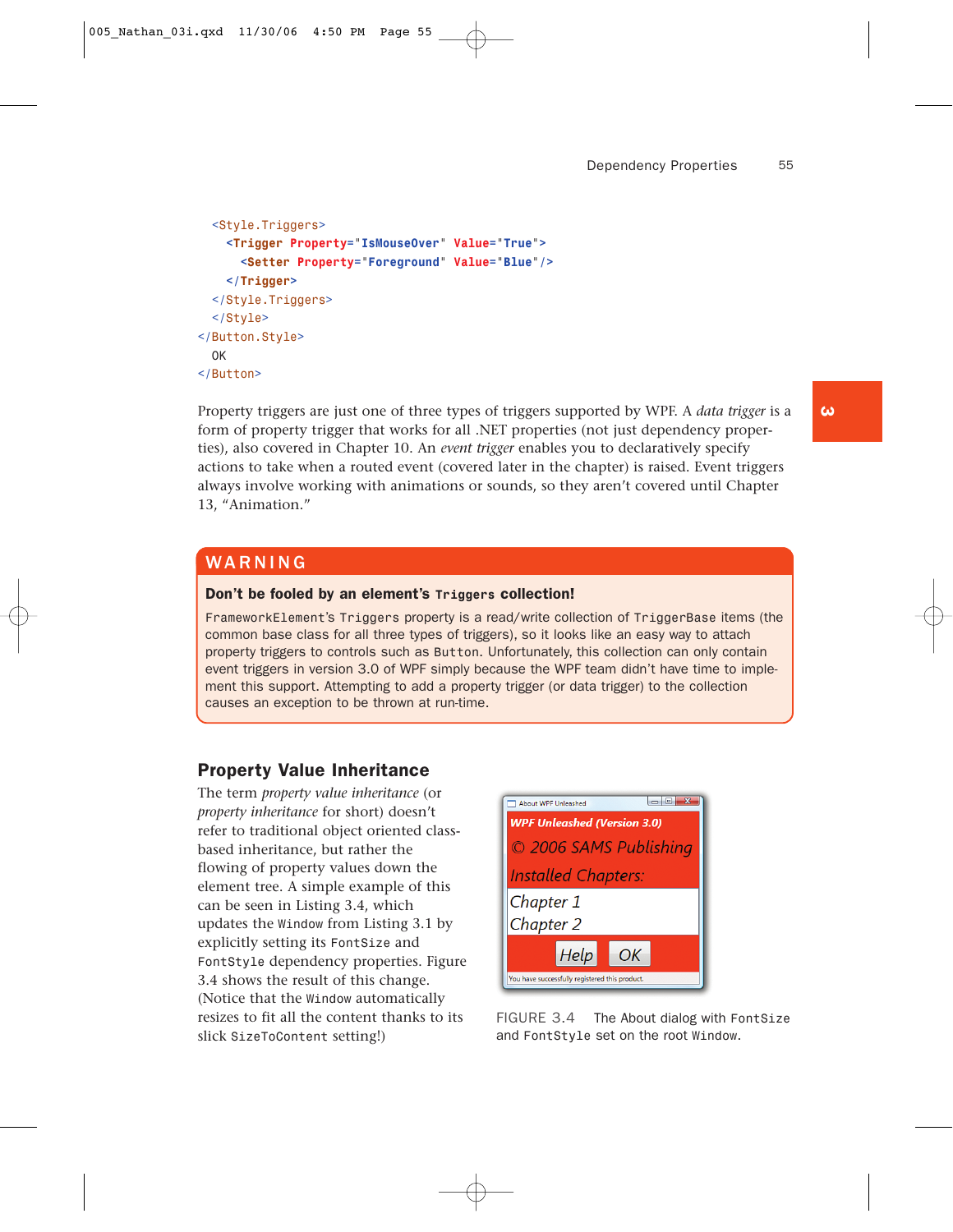```
    <Style.Triggers>
      <Trigger Property="IsMouseOver" Value="True">
        <Setter Property="Foreground" Value="Blue"/>
      </Trigger>
    </Style.Triggers>
    </Style>
  </Button.Style>
    OK
  </Button>
```

Property triggers are just one of three types of triggers supported by WPF. A *data trigger* is a form of property trigger that works for all .NET properties (not just dependency properties), also covered in Chapter 10. An *event trigger* enables you to declaratively specify actions to take when a routed event (covered later in the chapter) is raised. Event triggers always involve working with animations or sounds, so they aren't covered until Chapter 13, "Animation."

> **WARNING**
>
> **Don't be fooled by an element's `Triggers` collection!**
>
> `FrameworkElement`'s `Triggers` property is a read/write collection of `TriggerBase` items (the common base class for all three types of triggers), so it looks like an easy way to attach property triggers to controls such as `Button`. Unfortunately, this collection can only contain event triggers in version 3.0 of WPF simply because the WPF team didn't have time to implement this support. Attempting to add a property trigger (or data trigger) to the collection causes an exception to be thrown at run-time.

## Property Value Inheritance

The term *property value inheritance* (or *property inheritance* for short) doesn't refer to traditional object oriented class-based inheritance, but rather the flowing of property values down the element tree. A simple example of this can be seen in Listing 3.4, which updates the `Window` from Listing 3.1 by explicitly setting its `FontSize` and `FontStyle` dependency properties. Figure 3.4 shows the result of this change. (Notice that the `Window` automatically resizes to fit all the content thanks to its slick `SizeToContent` setting!)

FIGURE 3.4 The About dialog with `FontSize` and `FontStyle` set on the root `Window`.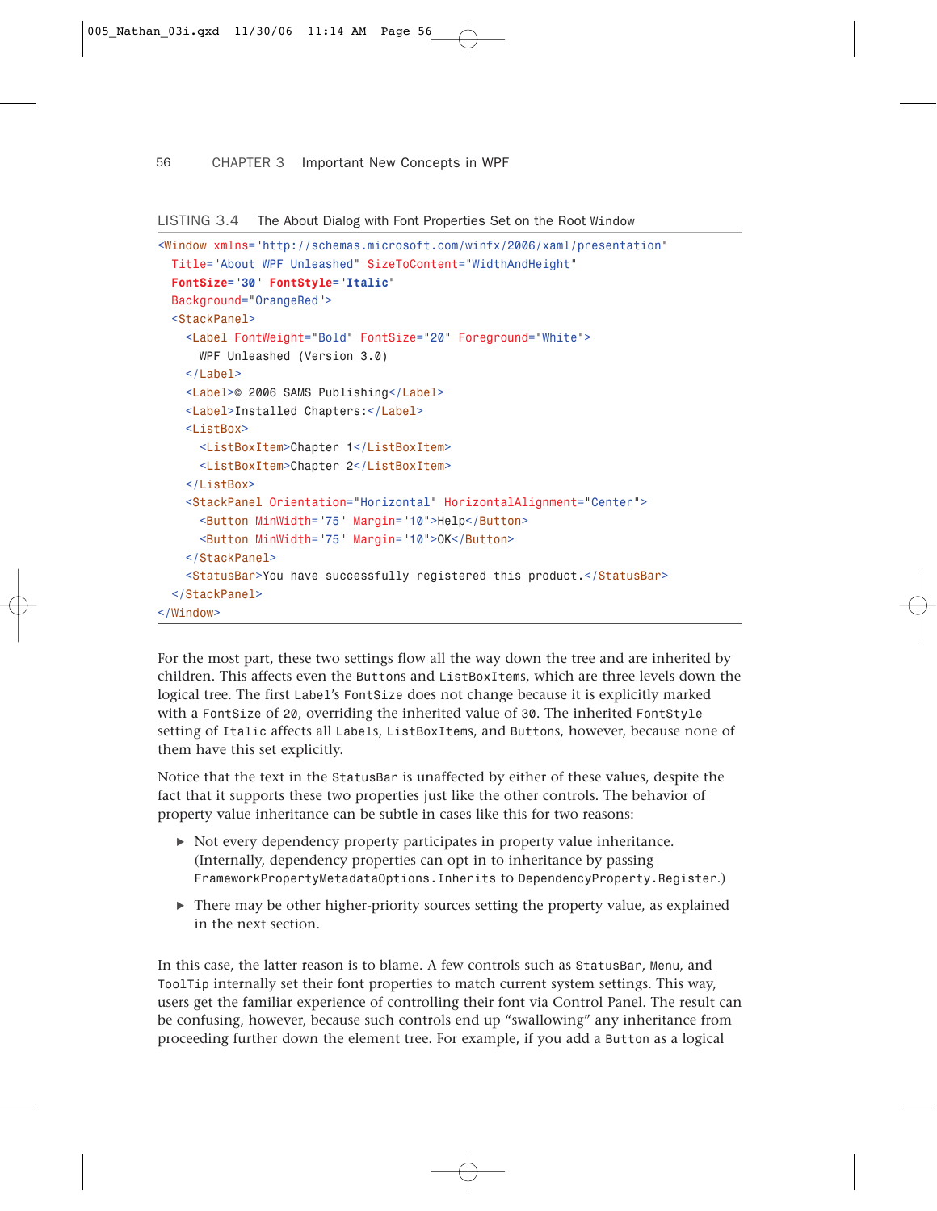LISTING 3.4 The About Dialog with Font Properties Set on the Root `Window`

```
<Window xmlns="http://schemas.microsoft.com/winfx/2006/xaml/presentation"
  Title="About WPF Unleashed" SizeToContent="WidthAndHeight"
  FontSize="30" FontStyle="Italic"
  Background="OrangeRed">
  <StackPanel>
    <Label FontWeight="Bold" FontSize="20" Foreground="White">
      WPF Unleashed (Version 3.0)
    </Label>
    <Label>© 2006 SAMS Publishing</Label>
    <Label>Installed Chapters:</Label>
    <ListBox>
      <ListBoxItem>Chapter 1</ListBoxItem>
      <ListBoxItem>Chapter 2</ListBoxItem>
    </ListBox>
    <StackPanel Orientation="Horizontal" HorizontalAlignment="Center">
      <Button MinWidth="75" Margin="10">Help</Button>
      <Button MinWidth="75" Margin="10">OK</Button>
    </StackPanel>
    <StatusBar>You have successfully registered this product.</StatusBar>
  </StackPanel>
</Window>
```

For the most part, these two settings flow all the way down the tree and are inherited by children. This affects even the `Button`s and `ListBoxItem`s, which are three levels down the logical tree. The first `Label`'s `FontSize` does not change because it is explicitly marked with a `FontSize` of `20`, overriding the inherited value of `30`. The inherited `FontStyle` setting of `Italic` affects all `Label`s, `ListBoxItem`s, and `Button`s, however, because none of them have this set explicitly.

Notice that the text in the `StatusBar` is unaffected by either of these values, despite the fact that it supports these two properties just like the other controls. The behavior of property value inheritance can be subtle in cases like this for two reasons:

- Not every dependency property participates in property value inheritance. (Internally, dependency properties can opt in to inheritance by passing `FrameworkPropertyMetadataOptions.Inherits` to `DependencyProperty.Register`.)
- There may be other higher-priority sources setting the property value, as explained in the next section.

In this case, the latter reason is to blame. A few controls such as `StatusBar`, `Menu`, and `ToolTip` internally set their font properties to match current system settings. This way, users get the familiar experience of controlling their font via Control Panel. The result can be confusing, however, because such controls end up "swallowing" any inheritance from proceeding further down the element tree. For example, if you add a `Button` as a logical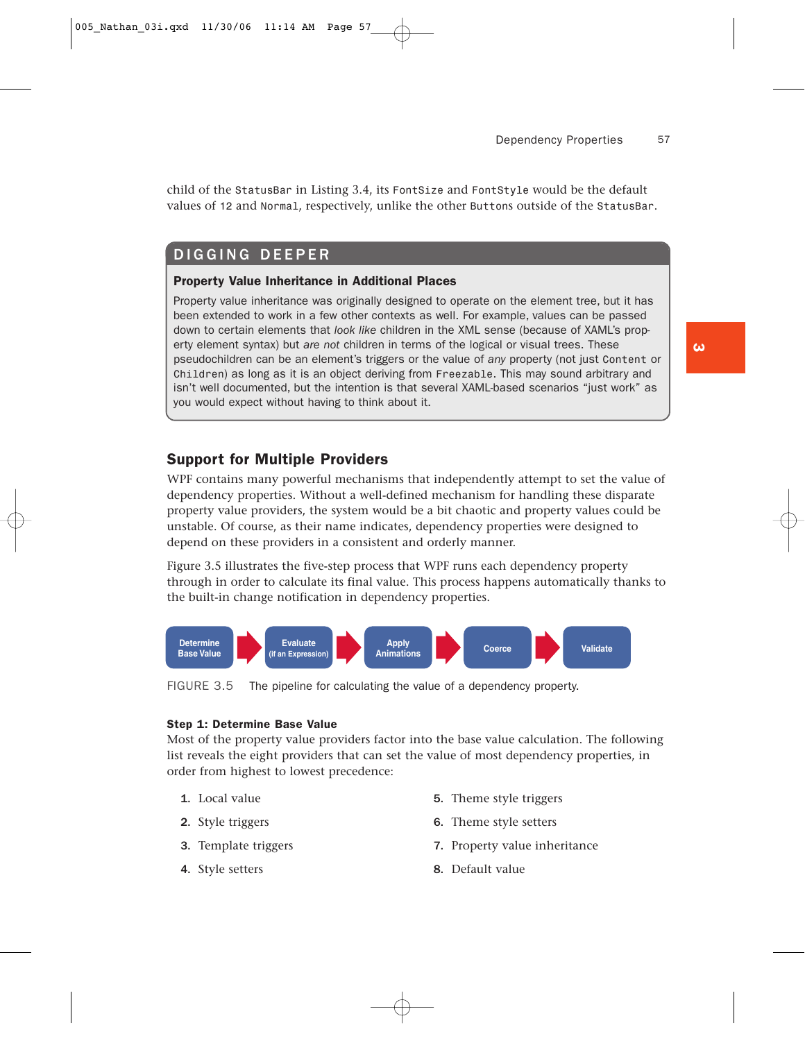child of the StatusBar in Listing 3.4, its FontSize and FontStyle would be the default values of 12 and Normal, respectively, unlike the other Buttons outside of the StatusBar.

**DIGGING DEEPER**

**Property Value Inheritance in Additional Places**

Property value inheritance was originally designed to operate on the element tree, but it has been extended to work in a few other contexts as well. For example, values can be passed down to certain elements that *look like* children in the XML sense (because of XAML's property element syntax) but *are not* children in terms of the logical or visual trees. These pseudochildren can be an element's triggers or the value of *any* property (not just Content or Children) as long as it is an object deriving from Freezable. This may sound arbitrary and isn't well documented, but the intention is that several XAML-based scenarios "just work" as you would expect without having to think about it.

## Support for Multiple Providers

WPF contains many powerful mechanisms that independently attempt to set the value of dependency properties. Without a well-defined mechanism for handling these disparate property value providers, the system would be a bit chaotic and property values could be unstable. Of course, as their name indicates, dependency properties were designed to depend on these providers in a consistent and orderly manner.

Figure 3.5 illustrates the five-step process that WPF runs each dependency property through in order to calculate its final value. This process happens automatically thanks to the built-in change notification in dependency properties.

Determine Base Value
Evaluate (if an Expression)
Apply Animations
Coerce
Validate

FIGURE 3.5 The pipeline for calculating the value of a dependency property.

#### Step 1: Determine Base Value

Most of the property value providers factor into the base value calculation. The following list reveals the eight providers that can set the value of most dependency properties, in order from highest to lowest precedence:

1. Local value
2. Style triggers
3. Template triggers
4. Style setters
5. Theme style triggers
6. Theme style setters
7. Property value inheritance
8. Default value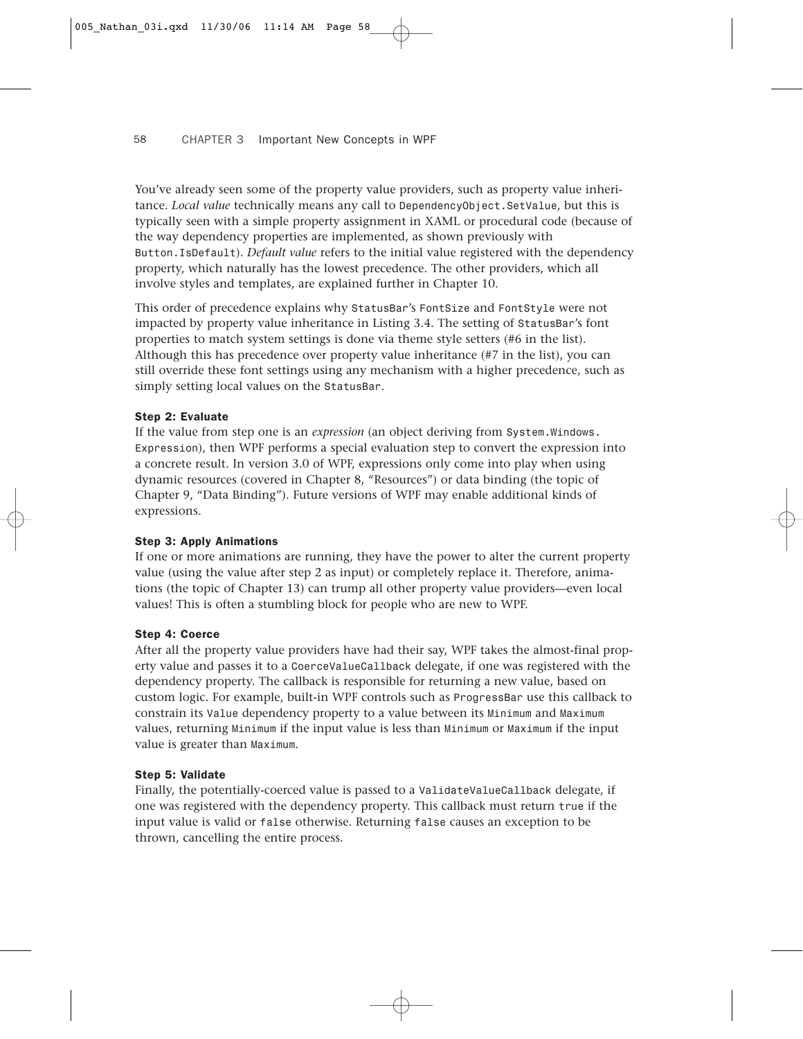You've already seen some of the property value providers, such as property value inheritance. *Local value* technically means any call to `DependencyObject.SetValue`, but this is typically seen with a simple property assignment in XAML or procedural code (because of the way dependency properties are implemented, as shown previously with `Button.IsDefault`). *Default value* refers to the initial value registered with the dependency property, which naturally has the lowest precedence. The other providers, which all involve styles and templates, are explained further in Chapter 10.

This order of precedence explains why `StatusBar`'s `FontSize` and `FontStyle` were not impacted by property value inheritance in Listing 3.4. The setting of `StatusBar`'s font properties to match system settings is done via theme style setters (#6 in the list). Although this has precedence over property value inheritance (#7 in the list), you can still override these font settings using any mechanism with a higher precedence, such as simply setting local values on the `StatusBar`.

#### Step 2: Evaluate

If the value from step one is an *expression* (an object deriving from `System.Windows.Expression`), then WPF performs a special evaluation step to convert the expression into a concrete result. In version 3.0 of WPF, expressions only come into play when using dynamic resources (covered in Chapter 8, "Resources") or data binding (the topic of Chapter 9, "Data Binding"). Future versions of WPF may enable additional kinds of expressions.

#### Step 3: Apply Animations

If one or more animations are running, they have the power to alter the current property value (using the value after step 2 as input) or completely replace it. Therefore, animations (the topic of Chapter 13) can trump all other property value providers—even local values! This is often a stumbling block for people who are new to WPF.

#### Step 4: Coerce

After all the property value providers have had their say, WPF takes the almost-final property value and passes it to a `CoerceValueCallback` delegate, if one was registered with the dependency property. The callback is responsible for returning a new value, based on custom logic. For example, built-in WPF controls such as `ProgressBar` use this callback to constrain its `Value` dependency property to a value between its `Minimum` and `Maximum` values, returning `Minimum` if the input value is less than `Minimum` or `Maximum` if the input value is greater than `Maximum`.

#### Step 5: Validate

Finally, the potentially-coerced value is passed to a `ValidateValueCallback` delegate, if one was registered with the dependency property. This callback must return `true` if the input value is valid or `false` otherwise. Returning `false` causes an exception to be thrown, cancelling the entire process.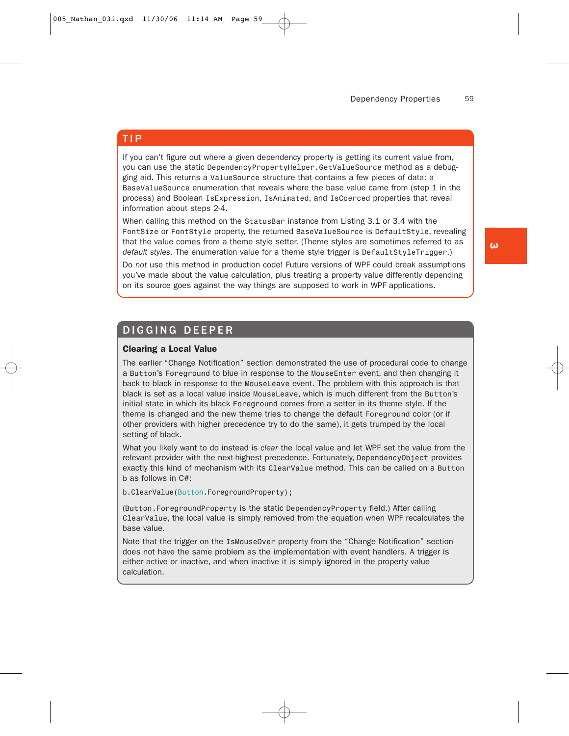### TIP

If you can't figure out where a given dependency property is getting its current value from, you can use the static `DependencyPropertyHelper.GetValueSource` method as a debugging aid. This returns a `ValueSource` structure that contains a few pieces of data: a `BaseValueSource` enumeration that reveals where the base value came from (step 1 in the process) and Boolean `IsExpression`, `IsAnimated`, and `IsCoerced` properties that reveal information about steps 2-4.

When calling this method on the `StatusBar` instance from Listing 3.1 or 3.4 with the `FontSize` or `FontStyle` property, the returned `BaseValueSource` is `DefaultStyle`, revealing that the value comes from a theme style setter. (Theme styles are sometimes referred to as *default styles*. The enumeration value for a theme style trigger is `DefaultStyleTrigger`.)

Do *not* use this method in production code! Future versions of WPF could break assumptions you've made about the value calculation, plus treating a property value differently depending on its source goes against the way things are supposed to work in WPF applications.

### DIGGING DEEPER

**Clearing a Local Value**

The earlier "Change Notification" section demonstrated the use of procedural code to change a `Button`'s `Foreground` to blue in response to the `MouseEnter` event, and then changing it back to black in response to the `MouseLeave` event. The problem with this approach is that black is set as a local value inside `MouseLeave`, which is much different from the `Button`'s initial state in which its black `Foreground` comes from a setter in its theme style. If the theme is changed and the new theme tries to change the default `Foreground` color (or if other providers with higher precedence try to do the same), it gets trumped by the local setting of black.

What you likely want to do instead is *clear* the local value and let WPF set the value from the relevant provider with the next-highest precedence. Fortunately, `DependencyObject` provides exactly this kind of mechanism with its `ClearValue` method. This can be called on a `Button` `b` as follows in C#:

```
b.ClearValue(Button.ForegroundProperty);
```

(`Button.ForegroundProperty` is the static `DependencyProperty` field.) After calling `ClearValue`, the local value is simply removed from the equation when WPF recalculates the base value.

Note that the trigger on the `IsMouseOver` property from the "Change Notification" section does not have the same problem as the implementation with event handlers. A trigger is either active or inactive, and when inactive it is simply ignored in the property value calculation.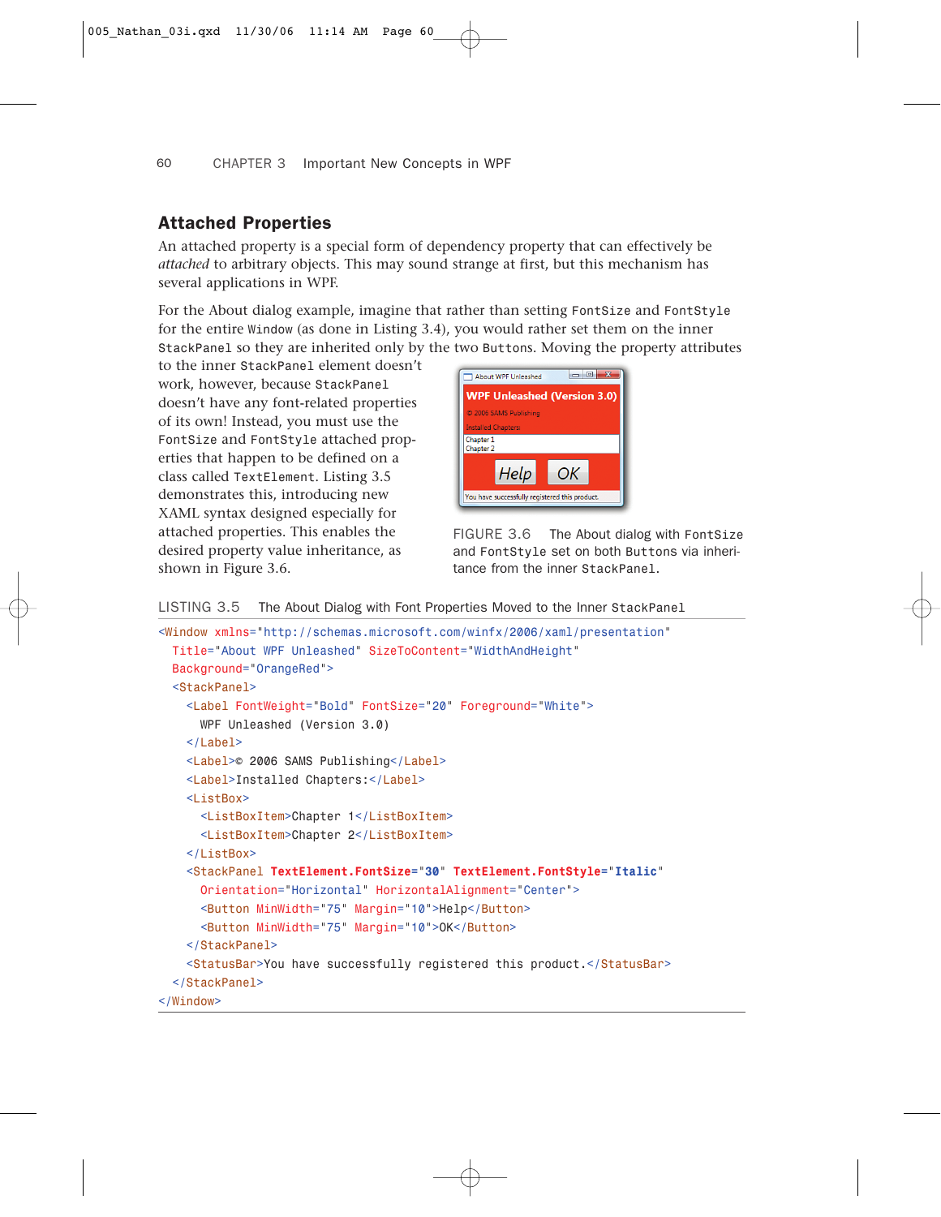## Attached Properties

An attached property is a special form of dependency property that can effectively be *attached* to arbitrary objects. This may sound strange at first, but this mechanism has several applications in WPF.

For the About dialog example, imagine that rather than setting FontSize and FontStyle for the entire Window (as done in Listing 3.4), you would rather set them on the inner StackPanel so they are inherited only by the two Buttons. Moving the property attributes to the inner StackPanel element doesn't work, however, because StackPanel doesn't have any font-related properties of its own! Instead, you must use the FontSize and FontStyle attached properties that happen to be defined on a class called TextElement. Listing 3.5 demonstrates this, introducing new XAML syntax designed especially for attached properties. This enables the desired property value inheritance, as shown in Figure 3.6.

FIGURE 3.6 The About dialog with FontSize and FontStyle set on both Buttons via inheritance from the inner StackPanel.

LISTING 3.5 The About Dialog with Font Properties Moved to the Inner StackPanel

```
<Window xmlns="http://schemas.microsoft.com/winfx/2006/xaml/presentation"
  Title="About WPF Unleashed" SizeToContent="WidthAndHeight"
  Background="OrangeRed">
  <StackPanel>
    <Label FontWeight="Bold" FontSize="20" Foreground="White">
      WPF Unleashed (Version 3.0)
    </Label>
    <Label>© 2006 SAMS Publishing</Label>
    <Label>Installed Chapters:</Label>
    <ListBox>
      <ListBoxItem>Chapter 1</ListBoxItem>
      <ListBoxItem>Chapter 2</ListBoxItem>
    </ListBox>
    <StackPanel TextElement.FontSize="30" TextElement.FontStyle="Italic"
      Orientation="Horizontal" HorizontalAlignment="Center">
      <Button MinWidth="75" Margin="10">Help</Button>
      <Button MinWidth="75" Margin="10">OK</Button>
    </StackPanel>
    <StatusBar>You have successfully registered this product.</StatusBar>
  </StackPanel>
</Window>
```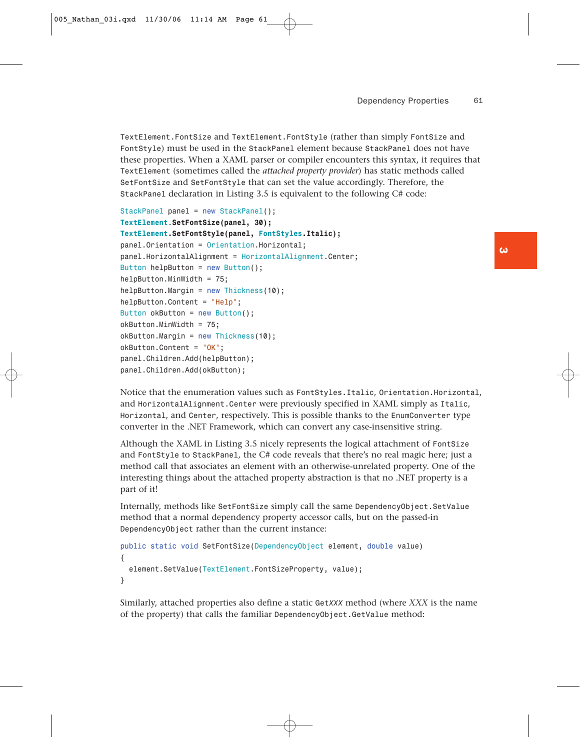TextElement.FontSize and TextElement.FontStyle (rather than simply FontSize and FontStyle) must be used in the StackPanel element because StackPanel does not have these properties. When a XAML parser or compiler encounters this syntax, it requires that TextElement (sometimes called the *attached property provider*) has static methods called SetFontSize and SetFontStyle that can set the value accordingly. Therefore, the StackPanel declaration in Listing 3.5 is equivalent to the following C# code:

```
StackPanel panel = new StackPanel();
TextElement.SetFontSize(panel, 30);
TextElement.SetFontStyle(panel, FontStyles.Italic);
panel.Orientation = Orientation.Horizontal;
panel.HorizontalAlignment = HorizontalAlignment.Center;
Button helpButton = new Button();
helpButton.MinWidth = 75;
helpButton.Margin = new Thickness(10);
helpButton.Content = "Help";
Button okButton = new Button();
okButton.MinWidth = 75;
okButton.Margin = new Thickness(10);
okButton.Content = "OK";
panel.Children.Add(helpButton);
panel.Children.Add(okButton);
```

Notice that the enumeration values such as FontStyles.Italic, Orientation.Horizontal, and HorizontalAlignment.Center were previously specified in XAML simply as Italic, Horizontal, and Center, respectively. This is possible thanks to the EnumConverter type converter in the .NET Framework, which can convert any case-insensitive string.

Although the XAML in Listing 3.5 nicely represents the logical attachment of FontSize and FontStyle to StackPanel, the C# code reveals that there's no real magic here; just a method call that associates an element with an otherwise-unrelated property. One of the interesting things about the attached property abstraction is that no .NET property is a part of it!

Internally, methods like SetFontSize simply call the same DependencyObject.SetValue method that a normal dependency property accessor calls, but on the passed-in DependencyObject rather than the current instance:

```
public static void SetFontSize(DependencyObject element, double value)
{
  element.SetValue(TextElement.FontSizeProperty, value);
}
```

Similarly, attached properties also define a static Get*XXX* method (where *XXX* is the name of the property) that calls the familiar DependencyObject.GetValue method: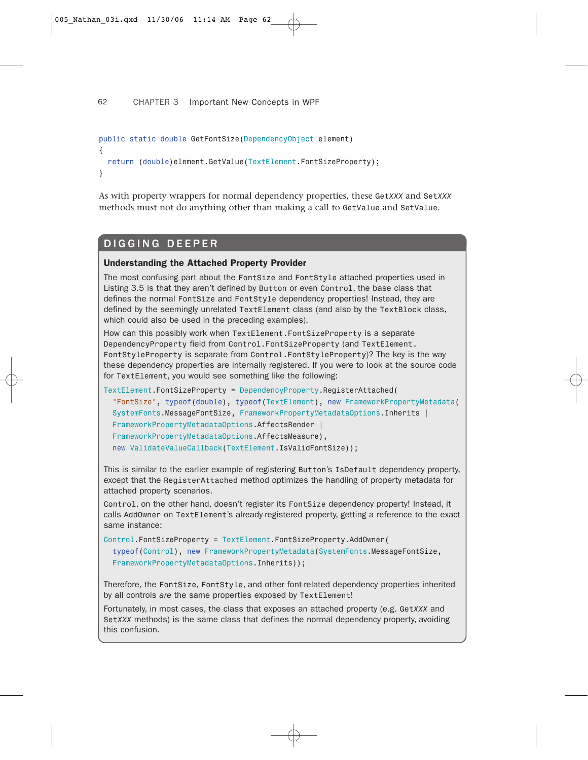```
public static double GetFontSize(DependencyObject element)
{
  return (double)element.GetValue(TextElement.FontSizeProperty);
}
```

As with property wrappers for normal dependency properties, these Get*XXX* and Set*XXX* methods must not do anything other than making a call to GetValue and SetValue.

## DIGGING DEEPER

### Understanding the Attached Property Provider

The most confusing part about the FontSize and FontStyle attached properties used in Listing 3.5 is that they aren't defined by Button or even Control, the base class that defines the normal FontSize and FontStyle dependency properties! Instead, they are defined by the seemingly unrelated TextElement class (and also by the TextBlock class, which could also be used in the preceding examples).

How can this possibly work when TextElement.FontSizeProperty is a separate DependencyProperty field from Control.FontSizeProperty (and TextElement.FontStyleProperty is separate from Control.FontStyleProperty)? The key is the way these dependency properties are internally registered. If you were to look at the source code for TextElement, you would see something like the following:

```
TextElement.FontSizeProperty = DependencyProperty.RegisterAttached(
  "FontSize", typeof(double), typeof(TextElement), new FrameworkPropertyMetadata(
  SystemFonts.MessageFontSize, FrameworkPropertyMetadataOptions.Inherits |
  FrameworkPropertyMetadataOptions.AffectsRender |
  FrameworkPropertyMetadataOptions.AffectsMeasure),
  new ValidateValueCallback(TextElement.IsValidFontSize));
```

This is similar to the earlier example of registering Button's IsDefault dependency property, except that the RegisterAttached method optimizes the handling of property metadata for attached property scenarios.

Control, on the other hand, doesn't register its FontSize dependency property! Instead, it calls AddOwner on TextElement's already-registered property, getting a reference to the exact same instance:

```
Control.FontSizeProperty = TextElement.FontSizeProperty.AddOwner(
  typeof(Control), new FrameworkPropertyMetadata(SystemFonts.MessageFontSize,
  FrameworkPropertyMetadataOptions.Inherits));
```

Therefore, the FontSize, FontStyle, and other font-related dependency properties inherited by all controls *are* the same properties exposed by TextElement!

Fortunately, in most cases, the class that exposes an attached property (e.g. Get*XXX* and Set*XXX* methods) is the same class that defines the normal dependency property, avoiding this confusion.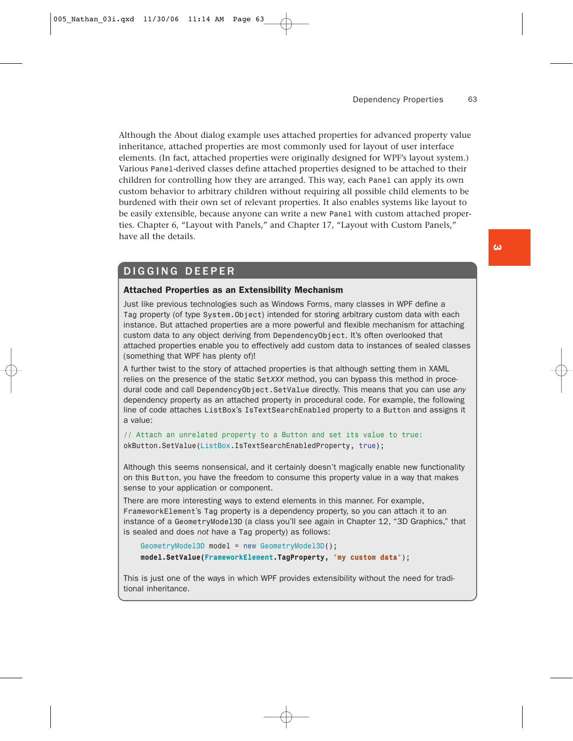Although the About dialog example uses attached properties for advanced property value inheritance, attached properties are most commonly used for layout of user interface elements. (In fact, attached properties were originally designed for WPF's layout system.) Various Panel-derived classes define attached properties designed to be attached to their children for controlling how they are arranged. This way, each Panel can apply its own custom behavior to arbitrary children without requiring all possible child elements to be burdened with their own set of relevant properties. It also enables systems like layout to be easily extensible, because anyone can write a new Panel with custom attached properties. Chapter 6, "Layout with Panels," and Chapter 17, "Layout with Custom Panels," have all the details.

## DIGGING DEEPER

### Attached Properties as an Extensibility Mechanism

Just like previous technologies such as Windows Forms, many classes in WPF define a Tag property (of type System.Object) intended for storing arbitrary custom data with each instance. But attached properties are a more powerful and flexible mechanism for attaching custom data to any object deriving from DependencyObject. It's often overlooked that attached properties enable you to effectively add custom data to instances of sealed classes (something that WPF has plenty of)!

A further twist to the story of attached properties is that although setting them in XAML relies on the presence of the static Set*XXX* method, you can bypass this method in procedural code and call DependencyObject.SetValue directly. This means that you can use *any* dependency property as an attached property in procedural code. For example, the following line of code attaches ListBox's IsTextSearchEnabled property to a Button and assigns it a value:

```
// Attach an unrelated property to a Button and set its value to true:
okButton.SetValue(ListBox.IsTextSearchEnabledProperty, true);
```

Although this seems nonsensical, and it certainly doesn't magically enable new functionality on this Button, you have the freedom to consume this property value in a way that makes sense to your application or component.

There are more interesting ways to extend elements in this manner. For example, FrameworkElement's Tag property is a dependency property, so you can attach it to an instance of a GeometryModel3D (a class you'll see again in Chapter 12, "3D Graphics," that is sealed and does *not* have a Tag property) as follows:

```
GeometryModel3D model = new GeometryModel3D();
model.SetValue(FrameworkElement.TagProperty, "my custom data");
```

This is just one of the ways in which WPF provides extensibility without the need for traditional inheritance.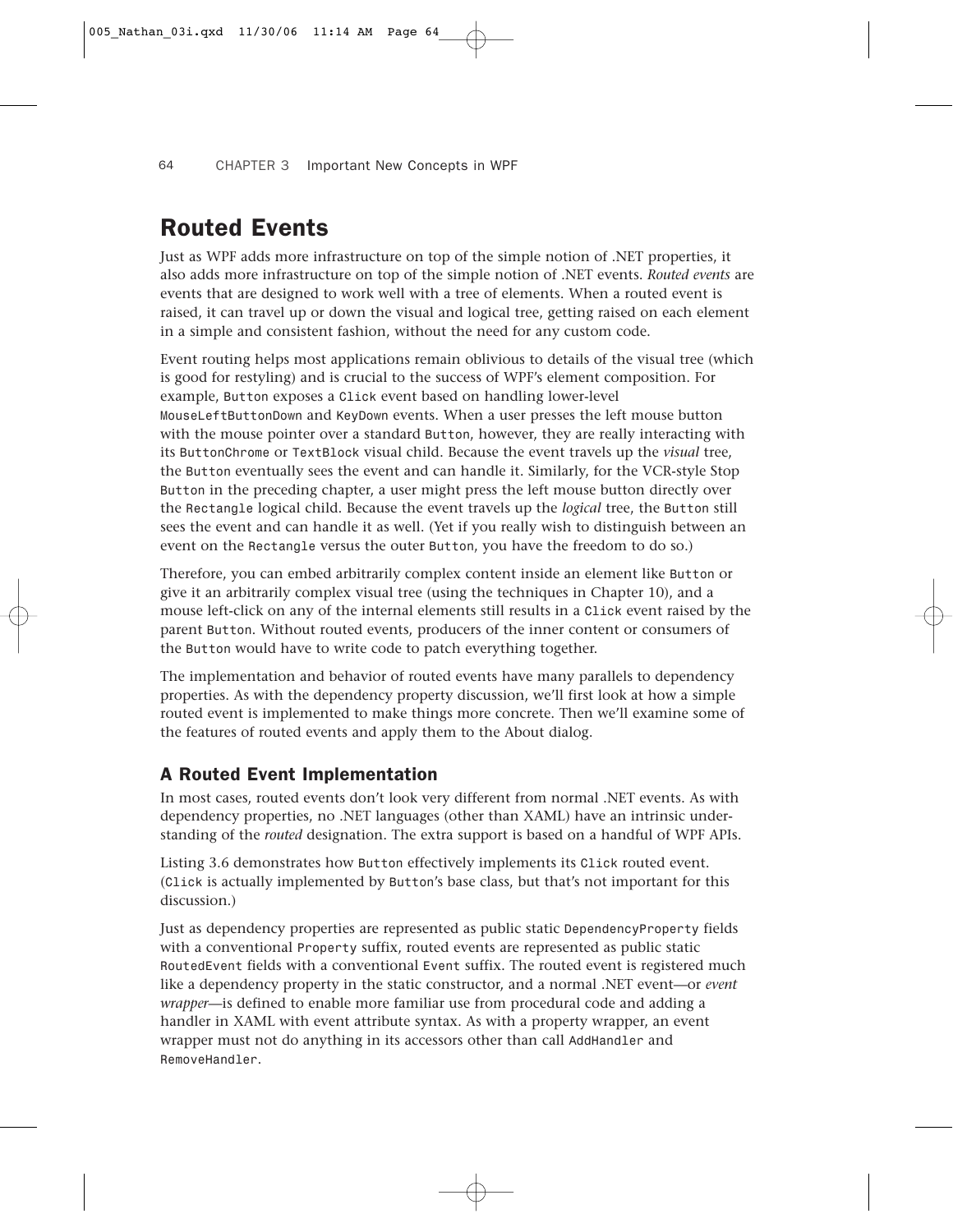## Routed Events

Just as WPF adds more infrastructure on top of the simple notion of .NET properties, it also adds more infrastructure on top of the simple notion of .NET events. *Routed events* are events that are designed to work well with a tree of elements. When a routed event is raised, it can travel up or down the visual and logical tree, getting raised on each element in a simple and consistent fashion, without the need for any custom code.

Event routing helps most applications remain oblivious to details of the visual tree (which is good for restyling) and is crucial to the success of WPF's element composition. For example, `Button` exposes a `Click` event based on handling lower-level `MouseLeftButtonDown` and `KeyDown` events. When a user presses the left mouse button with the mouse pointer over a standard `Button`, however, they are really interacting with its `ButtonChrome` or `TextBlock` visual child. Because the event travels up the *visual* tree, the `Button` eventually sees the event and can handle it. Similarly, for the VCR-style Stop `Button` in the preceding chapter, a user might press the left mouse button directly over the `Rectangle` logical child. Because the event travels up the *logical* tree, the `Button` still sees the event and can handle it as well. (Yet if you really wish to distinguish between an event on the `Rectangle` versus the outer `Button`, you have the freedom to do so.)

Therefore, you can embed arbitrarily complex content inside an element like `Button` or give it an arbitrarily complex visual tree (using the techniques in Chapter 10), and a mouse left-click on any of the internal elements still results in a `Click` event raised by the parent `Button`. Without routed events, producers of the inner content or consumers of the `Button` would have to write code to patch everything together.

The implementation and behavior of routed events have many parallels to dependency properties. As with the dependency property discussion, we'll first look at how a simple routed event is implemented to make things more concrete. Then we'll examine some of the features of routed events and apply them to the About dialog.

### A Routed Event Implementation

In most cases, routed events don't look very different from normal .NET events. As with dependency properties, no .NET languages (other than XAML) have an intrinsic understanding of the *routed* designation. The extra support is based on a handful of WPF APIs.

Listing 3.6 demonstrates how `Button` effectively implements its `Click` routed event. (`Click` is actually implemented by `Button`'s base class, but that's not important for this discussion.)

Just as dependency properties are represented as public static `DependencyProperty` fields with a conventional `Property` suffix, routed events are represented as public static `RoutedEvent` fields with a conventional `Event` suffix. The routed event is registered much like a dependency property in the static constructor, and a normal .NET event—or *event wrapper*—is defined to enable more familiar use from procedural code and adding a handler in XAML with event attribute syntax. As with a property wrapper, an event wrapper must not do anything in its accessors other than call `AddHandler` and `RemoveHandler`.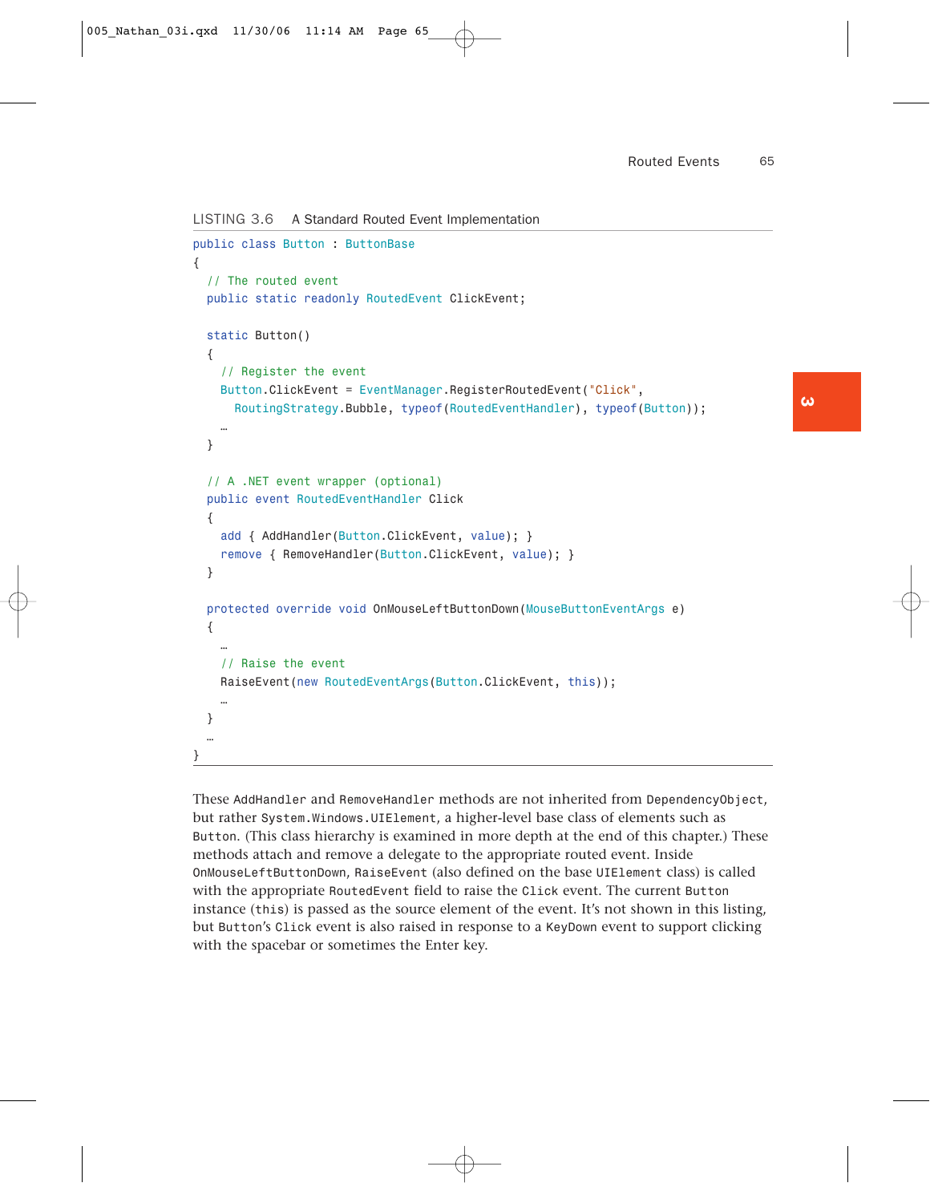LISTING 3.6 A Standard Routed Event Implementation

```
public class Button : ButtonBase
{
  // The routed event
  public static readonly RoutedEvent ClickEvent;

  static Button()
  {
    // Register the event
    Button.ClickEvent = EventManager.RegisterRoutedEvent("Click",
      RoutingStrategy.Bubble, typeof(RoutedEventHandler), typeof(Button));
    …
  }

  // A .NET event wrapper (optional)
  public event RoutedEventHandler Click
  {
    add { AddHandler(Button.ClickEvent, value); }
    remove { RemoveHandler(Button.ClickEvent, value); }
  }

  protected override void OnMouseLeftButtonDown(MouseButtonEventArgs e)
  {
    …
    // Raise the event
    RaiseEvent(new RoutedEventArgs(Button.ClickEvent, this));
    …
  }
  …
}
```

These `AddHandler` and `RemoveHandler` methods are not inherited from `DependencyObject`, but rather `System.Windows.UIElement`, a higher-level base class of elements such as `Button`. (This class hierarchy is examined in more depth at the end of this chapter.) These methods attach and remove a delegate to the appropriate routed event. Inside `OnMouseLeftButtonDown`, `RaiseEvent` (also defined on the base `UIElement` class) is called with the appropriate `RoutedEvent` field to raise the `Click` event. The current `Button` instance (`this`) is passed as the source element of the event. It's not shown in this listing, but `Button`'s `Click` event is also raised in response to a `KeyDown` event to support clicking with the spacebar or sometimes the Enter key.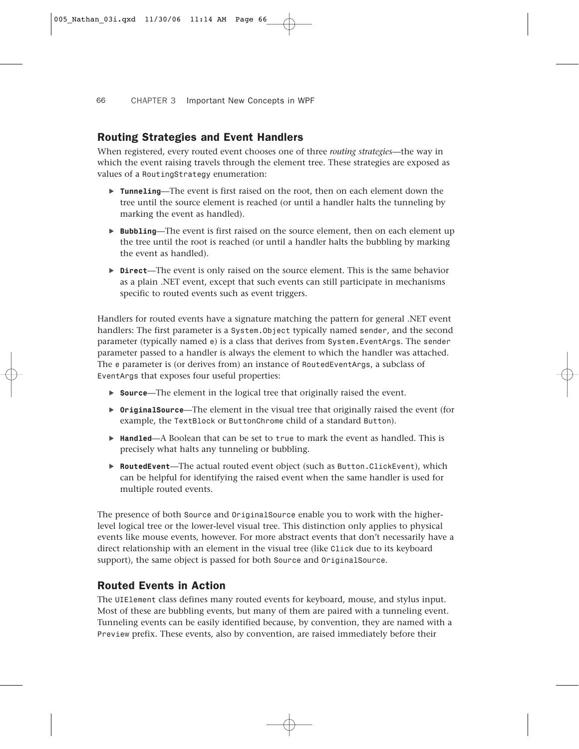## Routing Strategies and Event Handlers

When registered, every routed event chooses one of three *routing strategies*—the way in which the event raising travels through the element tree. These strategies are exposed as values of a `RoutingStrategy` enumeration:

- **`Tunneling`**—The event is first raised on the root, then on each element down the tree until the source element is reached (or until a handler halts the tunneling by marking the event as handled).
- **`Bubbling`**—The event is first raised on the source element, then on each element up the tree until the root is reached (or until a handler halts the bubbling by marking the event as handled).
- **`Direct`**—The event is only raised on the source element. This is the same behavior as a plain .NET event, except that such events can still participate in mechanisms specific to routed events such as event triggers.

Handlers for routed events have a signature matching the pattern for general .NET event handlers: The first parameter is a `System.Object` typically named `sender`, and the second parameter (typically named `e`) is a class that derives from `System.EventArgs`. The `sender` parameter passed to a handler is always the element to which the handler was attached. The `e` parameter is (or derives from) an instance of `RoutedEventArgs`, a subclass of `EventArgs` that exposes four useful properties:

- **`Source`**—The element in the logical tree that originally raised the event.
- **`OriginalSource`**—The element in the visual tree that originally raised the event (for example, the `TextBlock` or `ButtonChrome` child of a standard `Button`).
- **`Handled`**—A Boolean that can be set to `true` to mark the event as handled. This is precisely what halts any tunneling or bubbling.
- **`RoutedEvent`**—The actual routed event object (such as `Button.ClickEvent`), which can be helpful for identifying the raised event when the same handler is used for multiple routed events.

The presence of both `Source` and `OriginalSource` enable you to work with the higher-level logical tree or the lower-level visual tree. This distinction only applies to physical events like mouse events, however. For more abstract events that don't necessarily have a direct relationship with an element in the visual tree (like `Click` due to its keyboard support), the same object is passed for both `Source` and `OriginalSource`.

## Routed Events in Action

The `UIElement` class defines many routed events for keyboard, mouse, and stylus input. Most of these are bubbling events, but many of them are paired with a tunneling event. Tunneling events can be easily identified because, by convention, they are named with a `Preview` prefix. These events, also by convention, are raised immediately before their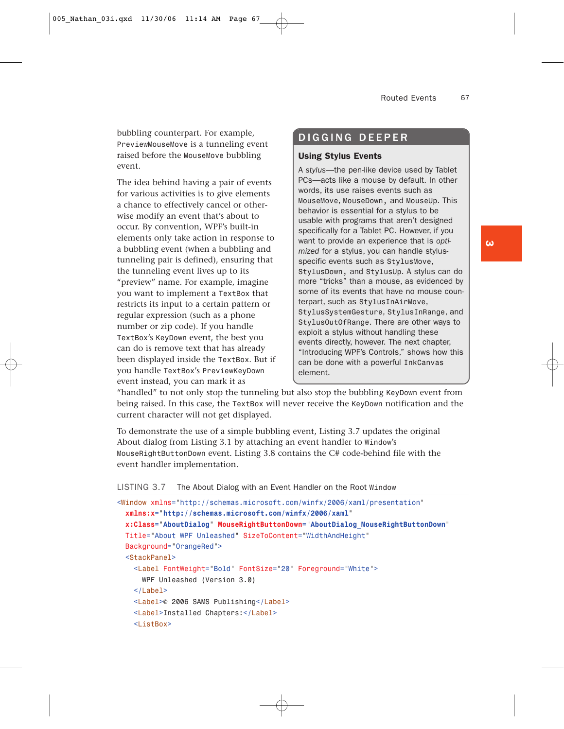bubbling counterpart. For example, PreviewMouseMove is a tunneling event raised before the MouseMove bubbling event.

The idea behind having a pair of events for various activities is to give elements a chance to effectively cancel or otherwise modify an event that's about to occur. By convention, WPF's built-in elements only take action in response to a bubbling event (when a bubbling and tunneling pair is defined), ensuring that the tunneling event lives up to its "preview" name. For example, imagine you want to implement a TextBox that restricts its input to a certain pattern or regular expression (such as a phone number or zip code). If you handle TextBox's KeyDown event, the best you can do is remove text that has already been displayed inside the TextBox. But if you handle TextBox's PreviewKeyDown event instead, you can mark it as "handled" to not only stop the tunneling but also stop the bubbling KeyDown event from being raised. In this case, the TextBox will never receive the KeyDown notification and the current character will not get displayed.

> **DIGGING DEEPER**
>
> **Using Stylus Events**
>
> A *stylus*—the pen-like device used by Tablet PCs—acts like a mouse by default. In other words, its use raises events such as MouseMove, MouseDown, and MouseUp. This behavior is essential for a stylus to be usable with programs that aren't designed specifically for a Tablet PC. However, if you want to provide an experience that is *optimized* for a stylus, you can handle stylus-specific events such as StylusMove, StylusDown, and StylusUp. A stylus can do more "tricks" than a mouse, as evidenced by some of its events that have no mouse counterpart, such as StylusInAirMove, StylusSystemGesture, StylusInRange, and StylusOutOfRange. There are other ways to exploit a stylus without handling these events directly, however. The next chapter, "Introducing WPF's Controls," shows how this can be done with a powerful InkCanvas element.

To demonstrate the use of a simple bubbling event, Listing 3.7 updates the original About dialog from Listing 3.1 by attaching an event handler to Window's MouseRightButtonDown event. Listing 3.8 contains the C# code-behind file with the event handler implementation.

LISTING 3.7 The About Dialog with an Event Handler on the Root Window

```
<Window xmlns="http://schemas.microsoft.com/winfx/2006/xaml/presentation"
  xmlns:x="http://schemas.microsoft.com/winfx/2006/xaml"
  x:Class="AboutDialog" MouseRightButtonDown="AboutDialog_MouseRightButtonDown"
  Title="About WPF Unleashed" SizeToContent="WidthAndHeight"
  Background="OrangeRed">
  <StackPanel>
    <Label FontWeight="Bold" FontSize="20" Foreground="White">
      WPF Unleashed (Version 3.0)
    </Label>
    <Label>© 2006 SAMS Publishing</Label>
    <Label>Installed Chapters:</Label>
    <ListBox>
```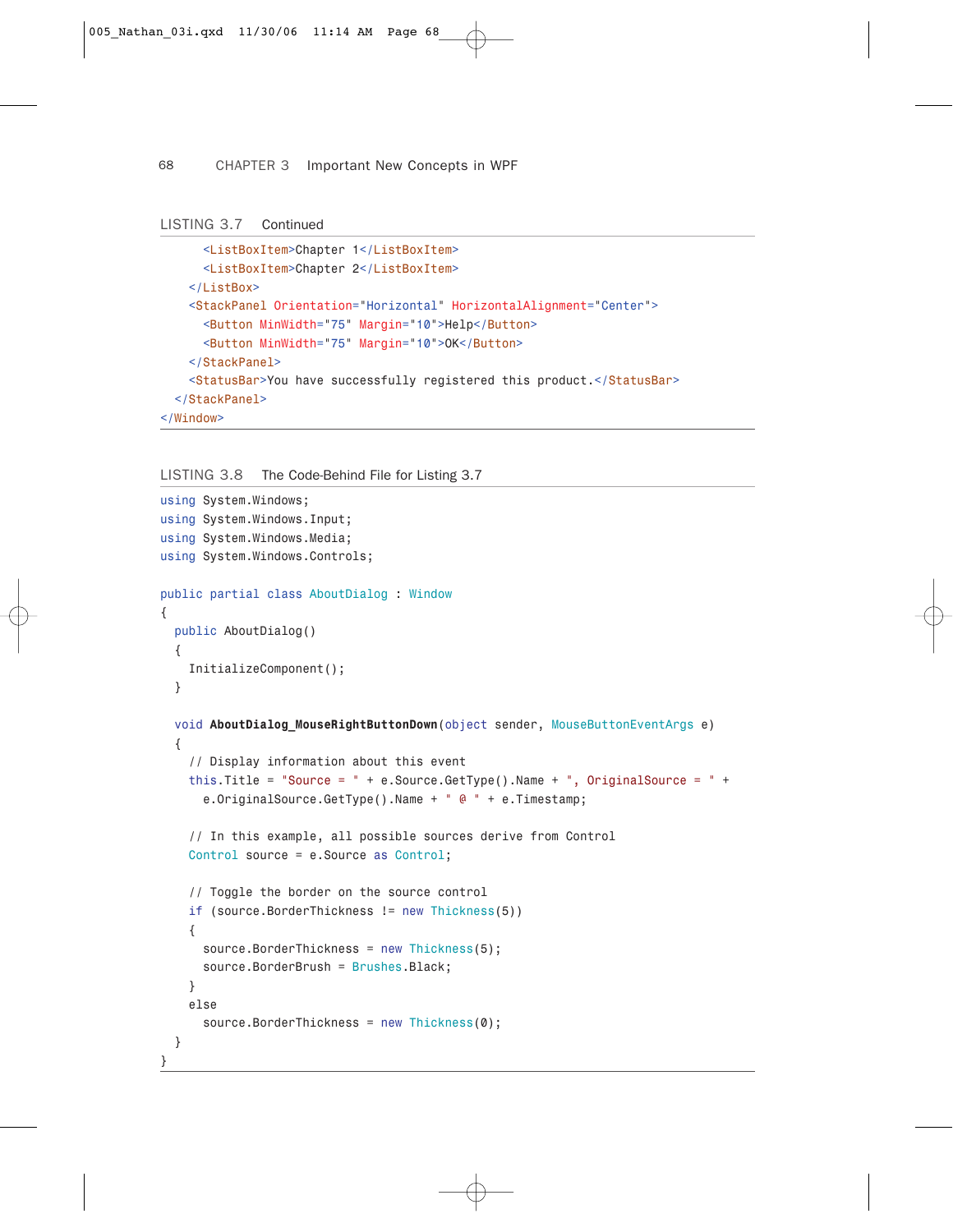LISTING 3.7 Continued

```
      <ListBoxItem>Chapter 1</ListBoxItem>
      <ListBoxItem>Chapter 2</ListBoxItem>
    </ListBox>
    <StackPanel Orientation="Horizontal" HorizontalAlignment="Center">
      <Button MinWidth="75" Margin="10">Help</Button>
      <Button MinWidth="75" Margin="10">OK</Button>
    </StackPanel>
    <StatusBar>You have successfully registered this product.</StatusBar>
  </StackPanel>
</Window>
```

LISTING 3.8 The Code-Behind File for Listing 3.7

```
using System.Windows;
using System.Windows.Input;
using System.Windows.Media;
using System.Windows.Controls;

public partial class AboutDialog : Window
{
  public AboutDialog()
  {
    InitializeComponent();
  }

  void AboutDialog_MouseRightButtonDown(object sender, MouseButtonEventArgs e)
  {
    // Display information about this event
    this.Title = "Source = " + e.Source.GetType().Name + ", OriginalSource = " +
      e.OriginalSource.GetType().Name + " @ " + e.Timestamp;

    // In this example, all possible sources derive from Control
    Control source = e.Source as Control;

    // Toggle the border on the source control
    if (source.BorderThickness != new Thickness(5))
    {
      source.BorderThickness = new Thickness(5);
      source.BorderBrush = Brushes.Black;
    }
    else
      source.BorderThickness = new Thickness(0);
  }
}
```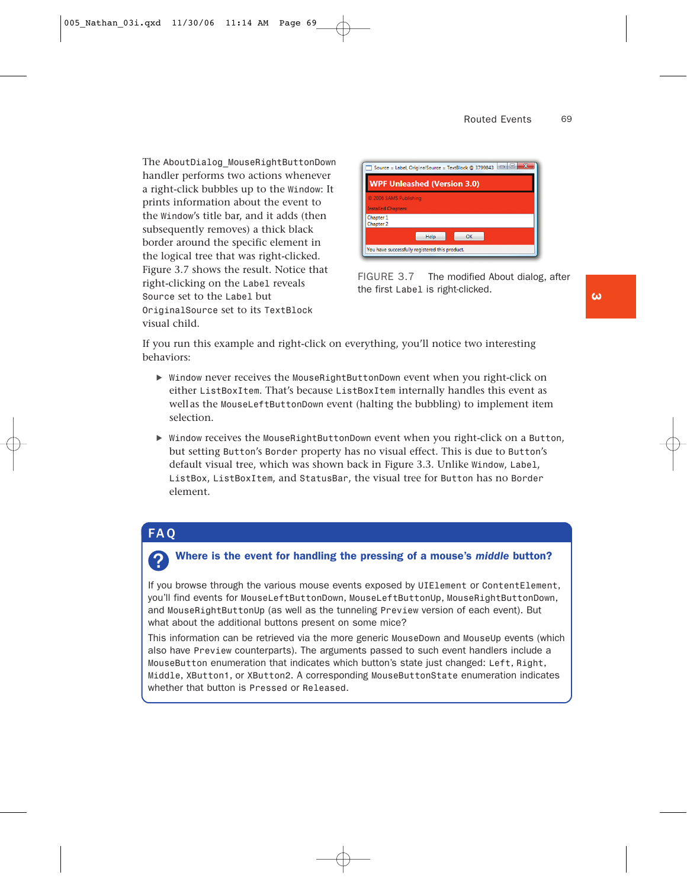The `AboutDialog_MouseRightButtonDown` handler performs two actions whenever a right-click bubbles up to the `Window`: It prints information about the event to the `Window`'s title bar, and it adds (then subsequently removes) a thick black border around the specific element in the logical tree that was right-clicked. Figure 3.7 shows the result. Notice that right-clicking on the `Label` reveals `Source` set to the `Label` but `OriginalSource` set to its `TextBlock` visual child.

FIGURE 3.7 The modified About dialog, after the first `Label` is right-clicked.

If you run this example and right-click on everything, you'll notice two interesting behaviors:

- `Window` never receives the `MouseRightButtonDown` event when you right-click on either `ListBoxItem`. That's because `ListBoxItem` internally handles this event as well as the `MouseLeftButtonDown` event (halting the bubbling) to implement item selection.
- `Window` receives the `MouseRightButtonDown` event when you right-click on a `Button`, but setting `Button`'s `Border` property has no visual effect. This is due to `Button`'s default visual tree, which was shown back in Figure 3.3. Unlike `Window`, `Label`, `ListBox`, `ListBoxItem`, and `StatusBar`, the visual tree for `Button` has no `Border` element.

## FAQ

### Where is the event for handling the pressing of a mouse's *middle* button?

If you browse through the various mouse events exposed by `UIElement` or `ContentElement`, you'll find events for `MouseLeftButtonDown`, `MouseLeftButtonUp`, `MouseRightButtonDown`, and `MouseRightButtonUp` (as well as the tunneling `Preview` version of each event). But what about the additional buttons present on some mice?

This information can be retrieved via the more generic `MouseDown` and `MouseUp` events (which also have `Preview` counterparts). The arguments passed to such event handlers include a `MouseButton` enumeration that indicates which button's state just changed: `Left`, `Right`, `Middle`, `XButton1`, or `XButton2`. A corresponding `MouseButtonState` enumeration indicates whether that button is `Pressed` or `Released`.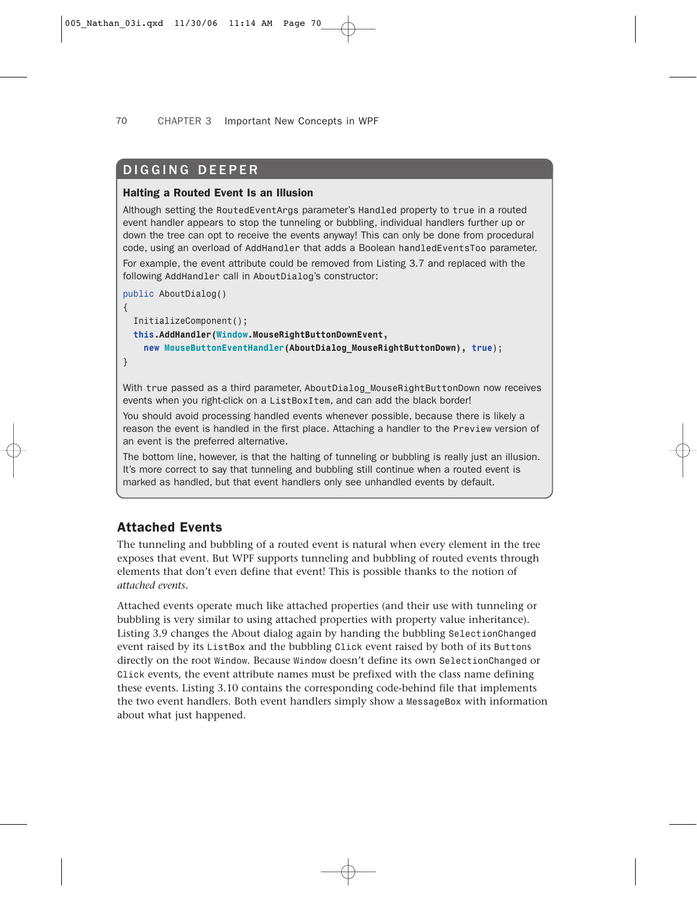## DIGGING DEEPER

### Halting a Routed Event Is an Illusion

Although setting the RoutedEventArgs parameter's Handled property to true in a routed event handler appears to stop the tunneling or bubbling, individual handlers further up or down the tree can opt to receive the events anyway! This can only be done from procedural code, using an overload of AddHandler that adds a Boolean handledEventsToo parameter. For example, the event attribute could be removed from Listing 3.7 and replaced with the following AddHandler call in AboutDialog's constructor:

```
public AboutDialog()
{
  InitializeComponent();
  this.AddHandler(Window.MouseRightButtonDownEvent,
    new MouseButtonEventHandler(AboutDialog_MouseRightButtonDown), true);
}
```

With true passed as a third parameter, AboutDialog_MouseRightButtonDown now receives events when you right-click on a ListBoxItem, and can add the black border!

You should avoid processing handled events whenever possible, because there is likely a reason the event is handled in the first place. Attaching a handler to the Preview version of an event is the preferred alternative.

The bottom line, however, is that the halting of tunneling or bubbling is really just an illusion. It's more correct to say that tunneling and bubbling still continue when a routed event is marked as handled, but that event handlers only see unhandled events by default.

## Attached Events

The tunneling and bubbling of a routed event is natural when every element in the tree exposes that event. But WPF supports tunneling and bubbling of routed events through elements that don't even define that event! This is possible thanks to the notion of *attached events*.

Attached events operate much like attached properties (and their use with tunneling or bubbling is very similar to using attached properties with property value inheritance). Listing 3.9 changes the About dialog again by handing the bubbling SelectionChanged event raised by its ListBox and the bubbling Click event raised by both of its Buttons directly on the root Window. Because Window doesn't define its own SelectionChanged or Click events, the event attribute names must be prefixed with the class name defining these events. Listing 3.10 contains the corresponding code-behind file that implements the two event handlers. Both event handlers simply show a MessageBox with information about what just happened.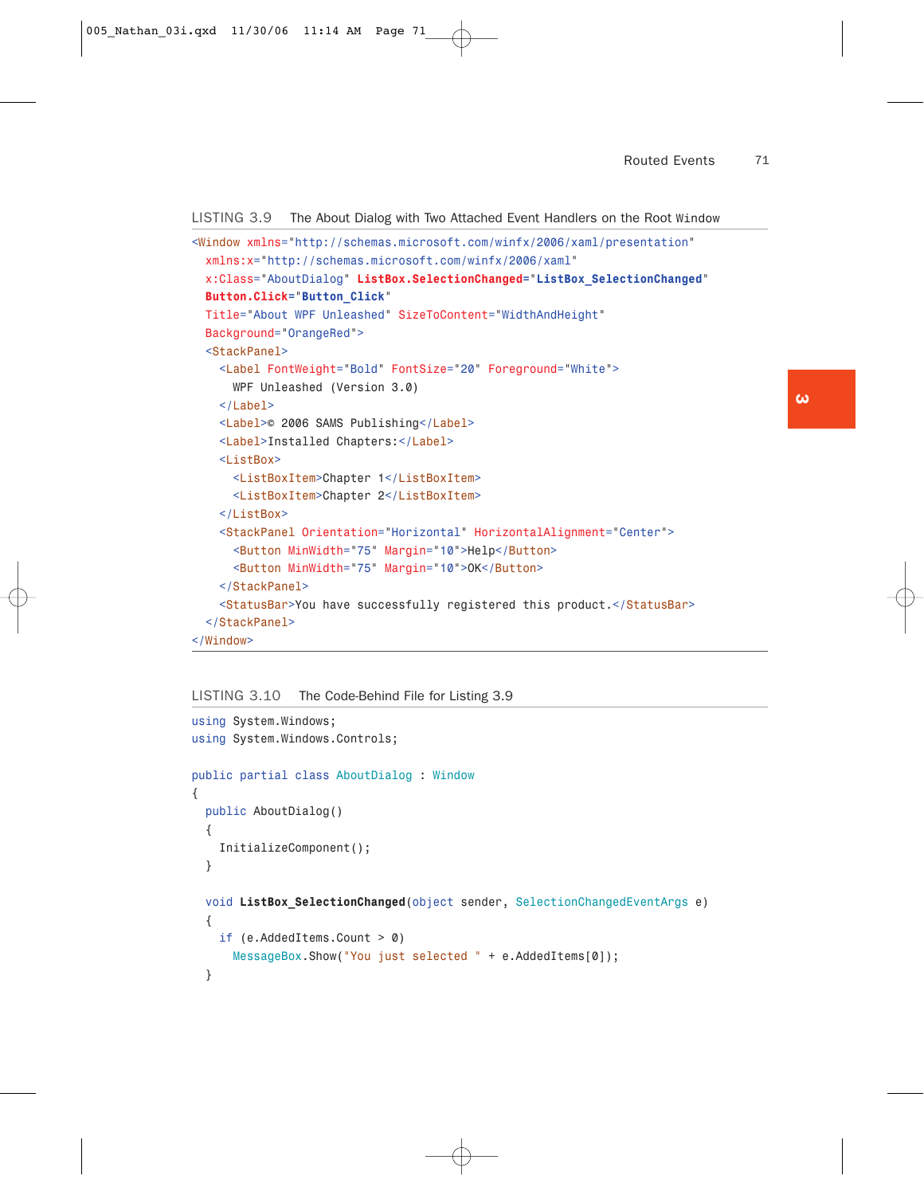LISTING 3.9 The About Dialog with Two Attached Event Handlers on the Root Window

```
<Window xmlns="http://schemas.microsoft.com/winfx/2006/xaml/presentation"
  xmlns:x="http://schemas.microsoft.com/winfx/2006/xaml"
  x:Class="AboutDialog" ListBox.SelectionChanged="ListBox_SelectionChanged"
  Button.Click="Button_Click"
  Title="About WPF Unleashed" SizeToContent="WidthAndHeight"
  Background="OrangeRed">
  <StackPanel>
    <Label FontWeight="Bold" FontSize="20" Foreground="White">
      WPF Unleashed (Version 3.0)
    </Label>
    <Label>© 2006 SAMS Publishing</Label>
    <Label>Installed Chapters:</Label>
    <ListBox>
      <ListBoxItem>Chapter 1</ListBoxItem>
      <ListBoxItem>Chapter 2</ListBoxItem>
    </ListBox>
    <StackPanel Orientation="Horizontal" HorizontalAlignment="Center">
      <Button MinWidth="75" Margin="10">Help</Button>
      <Button MinWidth="75" Margin="10">OK</Button>
    </StackPanel>
    <StatusBar>You have successfully registered this product.</StatusBar>
  </StackPanel>
</Window>
```

LISTING 3.10 The Code-Behind File for Listing 3.9

```
using System.Windows;
using System.Windows.Controls;

public partial class AboutDialog : Window
{
  public AboutDialog()
  {
    InitializeComponent();
  }

  void ListBox_SelectionChanged(object sender, SelectionChangedEventArgs e)
  {
    if (e.AddedItems.Count > 0)
      MessageBox.Show("You just selected " + e.AddedItems[0]);
  }
```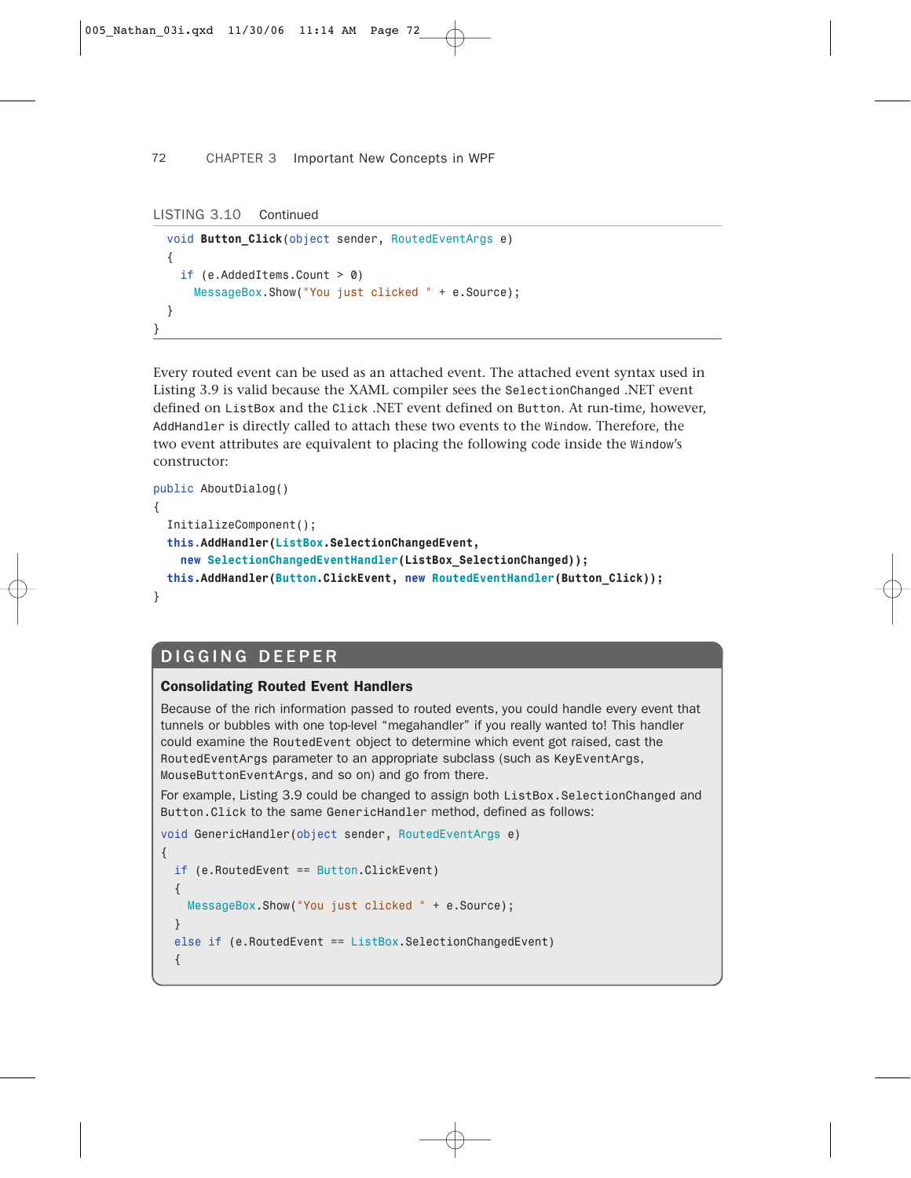LISTING 3.10 Continued

```
  void Button_Click(object sender, RoutedEventArgs e)
  {
    if (e.AddedItems.Count > 0)
      MessageBox.Show("You just clicked " + e.Source);
  }
}
```

Every routed event can be used as an attached event. The attached event syntax used in Listing 3.9 is valid because the XAML compiler sees the `SelectionChanged` .NET event defined on `ListBox` and the `Click` .NET event defined on `Button`. At run-time, however, `AddHandler` is directly called to attach these two events to the `Window`. Therefore, the two event attributes are equivalent to placing the following code inside the `Window`'s constructor:

```
public AboutDialog()
{
  InitializeComponent();
  this.AddHandler(ListBox.SelectionChangedEvent,
    new SelectionChangedEventHandler(ListBox_SelectionChanged));
  this.AddHandler(Button.ClickEvent, new RoutedEventHandler(Button_Click));
}
```

## DIGGING DEEPER

### Consolidating Routed Event Handlers

Because of the rich information passed to routed events, you could handle every event that tunnels or bubbles with one top-level "megahandler" if you really wanted to! This handler could examine the `RoutedEvent` object to determine which event got raised, cast the `RoutedEventArgs` parameter to an appropriate subclass (such as `KeyEventArgs`, `MouseButtonEventArgs`, and so on) and go from there.

For example, Listing 3.9 could be changed to assign both `ListBox.SelectionChanged` and `Button.Click` to the same `GenericHandler` method, defined as follows:

```
void GenericHandler(object sender, RoutedEventArgs e)
{
  if (e.RoutedEvent == Button.ClickEvent)
  {
    MessageBox.Show("You just clicked " + e.Source);
  }
  else if (e.RoutedEvent == ListBox.SelectionChangedEvent)
  {
```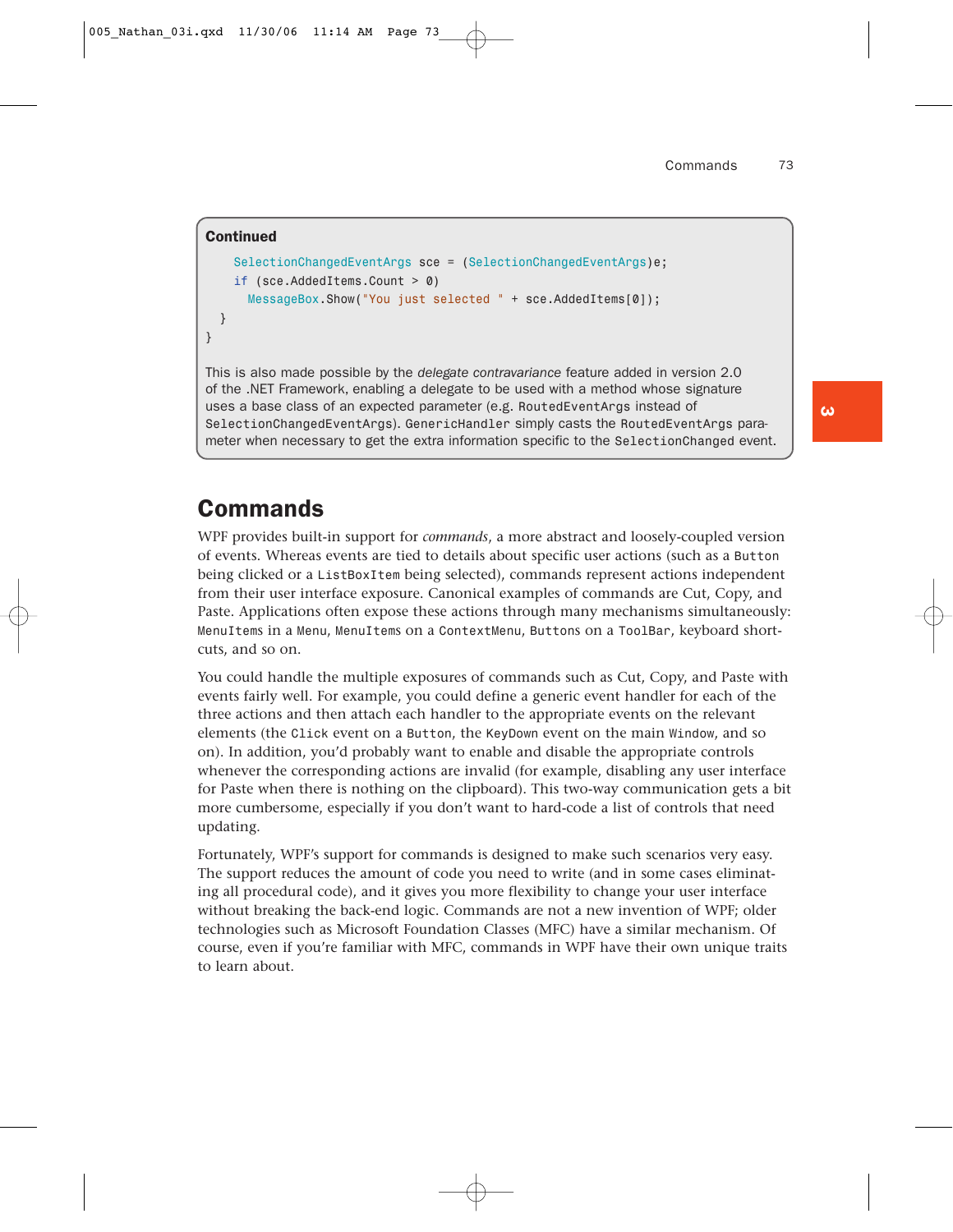**Continued**

```
    SelectionChangedEventArgs sce = (SelectionChangedEventArgs)e;
    if (sce.AddedItems.Count > 0)
      MessageBox.Show("You just selected " + sce.AddedItems[0]);
  }
}
```

This is also made possible by the *delegate contravariance* feature added in version 2.0 of the .NET Framework, enabling a delegate to be used with a method whose signature uses a base class of an expected parameter (e.g. `RoutedEventArgs` instead of `SelectionChangedEventArgs`). `GenericHandler` simply casts the `RoutedEventArgs` parameter when necessary to get the extra information specific to the `SelectionChanged` event.

## Commands

WPF provides built-in support for *commands*, a more abstract and loosely-coupled version of events. Whereas events are tied to details about specific user actions (such as a `Button` being clicked or a `ListBoxItem` being selected), commands represent actions independent from their user interface exposure. Canonical examples of commands are Cut, Copy, and Paste. Applications often expose these actions through many mechanisms simultaneously: `MenuItems` in a `Menu`, `MenuItems` on a `ContextMenu`, `Buttons` on a `ToolBar`, keyboard shortcuts, and so on.

You could handle the multiple exposures of commands such as Cut, Copy, and Paste with events fairly well. For example, you could define a generic event handler for each of the three actions and then attach each handler to the appropriate events on the relevant elements (the `Click` event on a `Button`, the `KeyDown` event on the main `Window`, and so on). In addition, you'd probably want to enable and disable the appropriate controls whenever the corresponding actions are invalid (for example, disabling any user interface for Paste when there is nothing on the clipboard). This two-way communication gets a bit more cumbersome, especially if you don't want to hard-code a list of controls that need updating.

Fortunately, WPF's support for commands is designed to make such scenarios very easy. The support reduces the amount of code you need to write (and in some cases eliminating all procedural code), and it gives you more flexibility to change your user interface without breaking the back-end logic. Commands are not a new invention of WPF; older technologies such as Microsoft Foundation Classes (MFC) have a similar mechanism. Of course, even if you're familiar with MFC, commands in WPF have their own unique traits to learn about.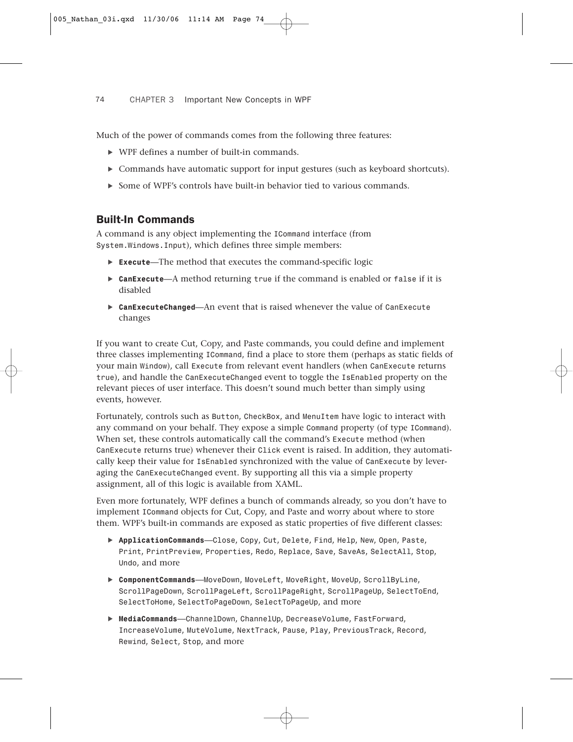Much of the power of commands comes from the following three features:

- WPF defines a number of built-in commands.
- Commands have automatic support for input gestures (such as keyboard shortcuts).
- Some of WPF's controls have built-in behavior tied to various commands.

## Built-In Commands

A command is any object implementing the `ICommand` interface (from `System.Windows.Input`), which defines three simple members:

- **`Execute`**—The method that executes the command-specific logic
- **`CanExecute`**—A method returning `true` if the command is enabled or `false` if it is disabled
- **`CanExecuteChanged`**—An event that is raised whenever the value of `CanExecute` changes

If you want to create Cut, Copy, and Paste commands, you could define and implement three classes implementing `ICommand`, find a place to store them (perhaps as static fields of your main `Window`), call `Execute` from relevant event handlers (when `CanExecute` returns `true`), and handle the `CanExecuteChanged` event to toggle the `IsEnabled` property on the relevant pieces of user interface. This doesn't sound much better than simply using events, however.

Fortunately, controls such as `Button`, `CheckBox`, and `MenuItem` have logic to interact with any command on your behalf. They expose a simple `Command` property (of type `ICommand`). When set, these controls automatically call the command's `Execute` method (when `CanExecute` returns true) whenever their `Click` event is raised. In addition, they automatically keep their value for `IsEnabled` synchronized with the value of `CanExecute` by leveraging the `CanExecuteChanged` event. By supporting all this via a simple property assignment, all of this logic is available from XAML.

Even more fortunately, WPF defines a bunch of commands already, so you don't have to implement `ICommand` objects for Cut, Copy, and Paste and worry about where to store them. WPF's built-in commands are exposed as static properties of five different classes:

- **`ApplicationCommands`**—`Close`, `Copy`, `Cut`, `Delete`, `Find`, `Help`, `New`, `Open`, `Paste`, `Print`, `PrintPreview`, `Properties`, `Redo`, `Replace`, `Save`, `SaveAs`, `SelectAll`, `Stop`, `Undo`, and more
- **`ComponentCommands`**—`MoveDown`, `MoveLeft`, `MoveRight`, `MoveUp`, `ScrollByLine`, `ScrollPageDown`, `ScrollPageLeft`, `ScrollPageRight`, `ScrollPageUp`, `SelectToEnd`, `SelectToHome`, `SelectToPageDown`, `SelectToPageUp`, and more
- **`MediaCommands`**—`ChannelDown`, `ChannelUp`, `DecreaseVolume`, `FastForward`, `IncreaseVolume`, `MuteVolume`, `NextTrack`, `Pause`, `Play`, `PreviousTrack`, `Record`, `Rewind`, `Select`, `Stop`, and more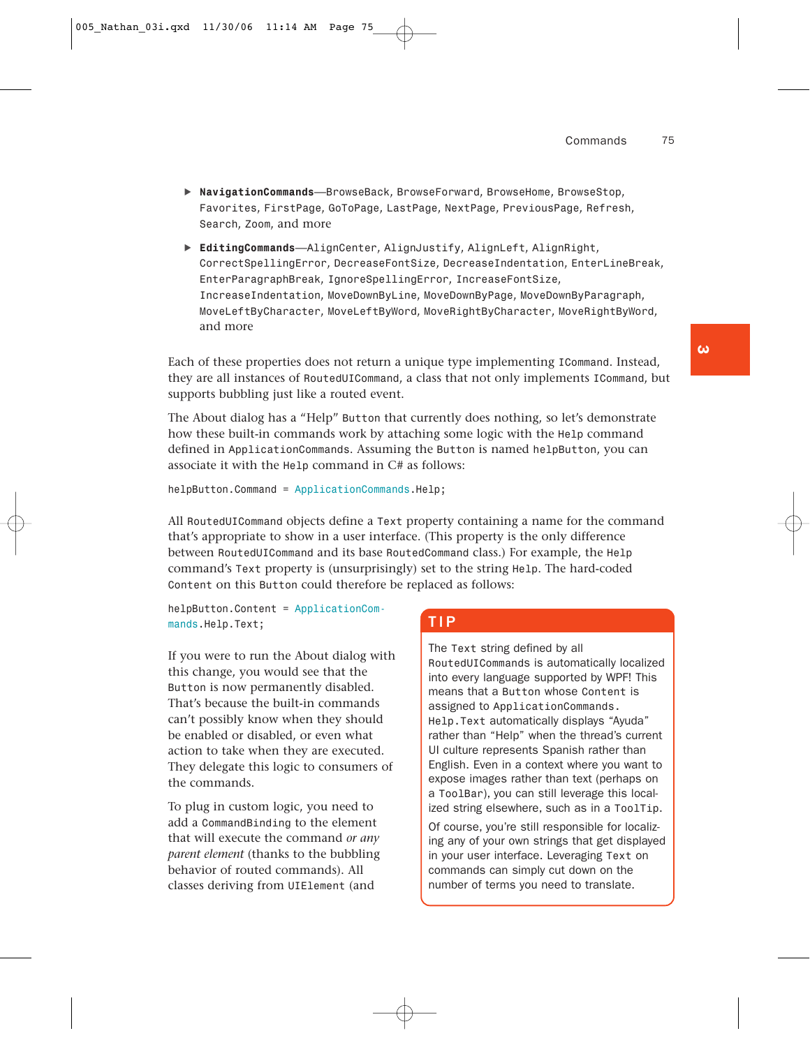- **NavigationCommands**—BrowseBack, BrowseForward, BrowseHome, BrowseStop, Favorites, FirstPage, GoToPage, LastPage, NextPage, PreviousPage, Refresh, Search, Zoom, and more
- **EditingCommands**—AlignCenter, AlignJustify, AlignLeft, AlignRight, CorrectSpellingError, DecreaseFontSize, DecreaseIndentation, EnterLineBreak, EnterParagraphBreak, IgnoreSpellingError, IncreaseFontSize, IncreaseIndentation, MoveDownByLine, MoveDownByPage, MoveDownByParagraph, MoveLeftByCharacter, MoveLeftByWord, MoveRightByCharacter, MoveRightByWord, and more

Each of these properties does not return a unique type implementing ICommand. Instead, they are all instances of RoutedUICommand, a class that not only implements ICommand, but supports bubbling just like a routed event.

The About dialog has a "Help" Button that currently does nothing, so let's demonstrate how these built-in commands work by attaching some logic with the Help command defined in ApplicationCommands. Assuming the Button is named helpButton, you can associate it with the Help command in C# as follows:

```
helpButton.Command = ApplicationCommands.Help;
```

All RoutedUICommand objects define a Text property containing a name for the command that's appropriate to show in a user interface. (This property is the only difference between RoutedUICommand and its base RoutedCommand class.) For example, the Help command's Text property is (unsurprisingly) set to the string Help. The hard-coded Content on this Button could therefore be replaced as follows:

```
helpButton.Content = ApplicationCommands.Help.Text;
```

If you were to run the About dialog with this change, you would see that the Button is now permanently disabled. That's because the built-in commands can't possibly know when they should be enabled or disabled, or even what action to take when they are executed. They delegate this logic to consumers of the commands.

To plug in custom logic, you need to add a CommandBinding to the element that will execute the command *or any parent element* (thanks to the bubbling behavior of routed commands). All classes deriving from UIElement (and

> **TIP**
>
> The Text string defined by all RoutedUICommands is automatically localized into every language supported by WPF! This means that a Button whose Content is assigned to ApplicationCommands.Help.Text automatically displays "Ayuda" rather than "Help" when the thread's current UI culture represents Spanish rather than English. Even in a context where you want to expose images rather than text (perhaps on a ToolBar), you can still leverage this localized string elsewhere, such as in a ToolTip.
>
> Of course, you're still responsible for localizing any of your own strings that get displayed in your user interface. Leveraging Text on commands can simply cut down on the number of terms you need to translate.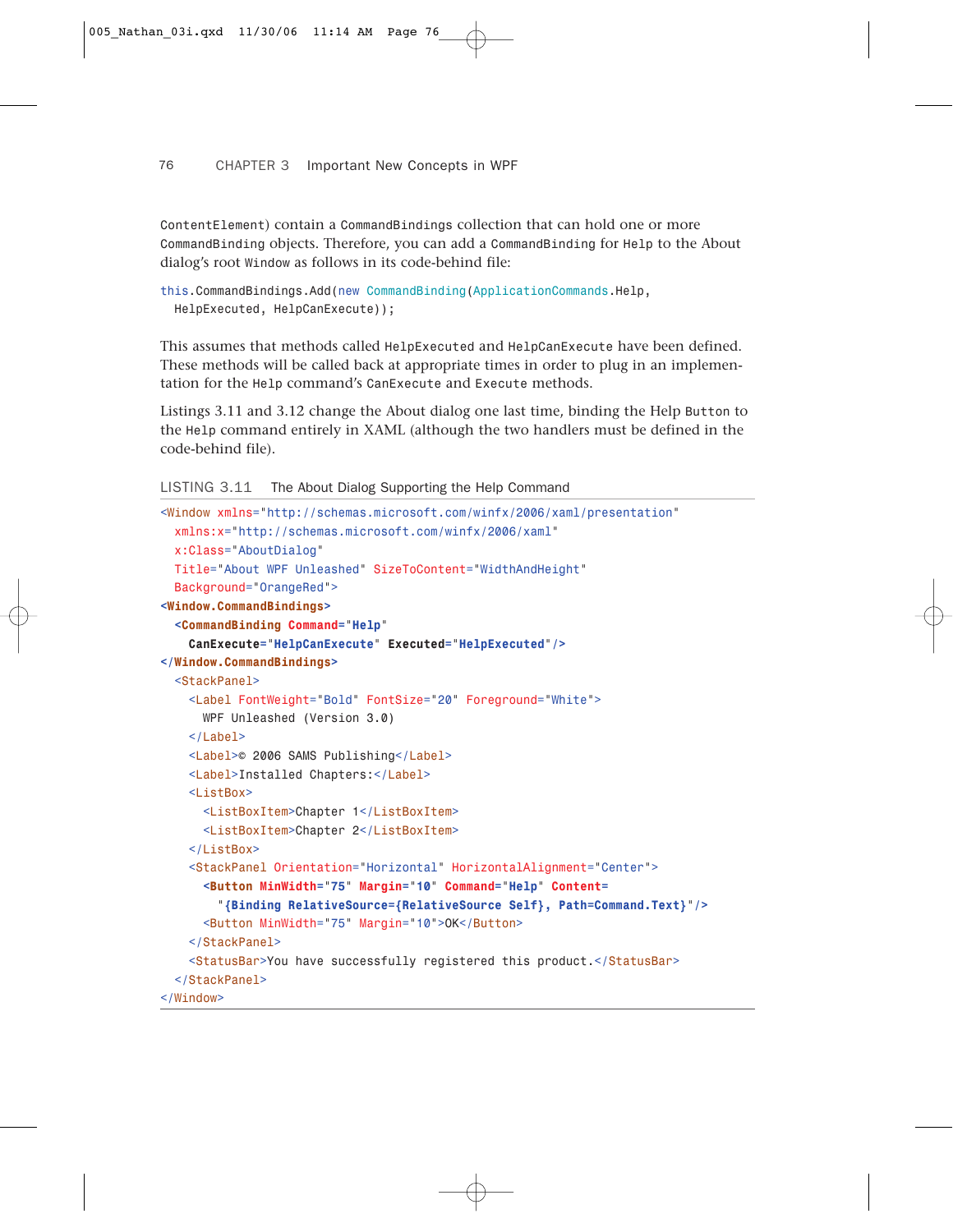ContentElement) contain a CommandBindings collection that can hold one or more CommandBinding objects. Therefore, you can add a CommandBinding for Help to the About dialog's root Window as follows in its code-behind file:

```
this.CommandBindings.Add(new CommandBinding(ApplicationCommands.Help,
  HelpExecuted, HelpCanExecute));
```

This assumes that methods called HelpExecuted and HelpCanExecute have been defined. These methods will be called back at appropriate times in order to plug in an implementation for the Help command's CanExecute and Execute methods.

Listings 3.11 and 3.12 change the About dialog one last time, binding the Help Button to the Help command entirely in XAML (although the two handlers must be defined in the code-behind file).

LISTING 3.11 The About Dialog Supporting the Help Command

```
<Window xmlns="http://schemas.microsoft.com/winfx/2006/xaml/presentation"
  xmlns:x="http://schemas.microsoft.com/winfx/2006/xaml"
  x:Class="AboutDialog"
  Title="About WPF Unleashed" SizeToContent="WidthAndHeight"
  Background="OrangeRed">
<Window.CommandBindings>
  <CommandBinding Command="Help"
    CanExecute="HelpCanExecute" Executed="HelpExecuted"/>
</Window.CommandBindings>
  <StackPanel>
    <Label FontWeight="Bold" FontSize="20" Foreground="White">
      WPF Unleashed (Version 3.0)
    </Label>
    <Label>© 2006 SAMS Publishing</Label>
    <Label>Installed Chapters:</Label>
    <ListBox>
      <ListBoxItem>Chapter 1</ListBoxItem>
      <ListBoxItem>Chapter 2</ListBoxItem>
    </ListBox>
    <StackPanel Orientation="Horizontal" HorizontalAlignment="Center">
      <Button MinWidth="75" Margin="10" Command="Help" Content=
        "{Binding RelativeSource={RelativeSource Self}, Path=Command.Text}"/>
      <Button MinWidth="75" Margin="10">OK</Button>
    </StackPanel>
    <StatusBar>You have successfully registered this product.</StatusBar>
  </StackPanel>
</Window>
```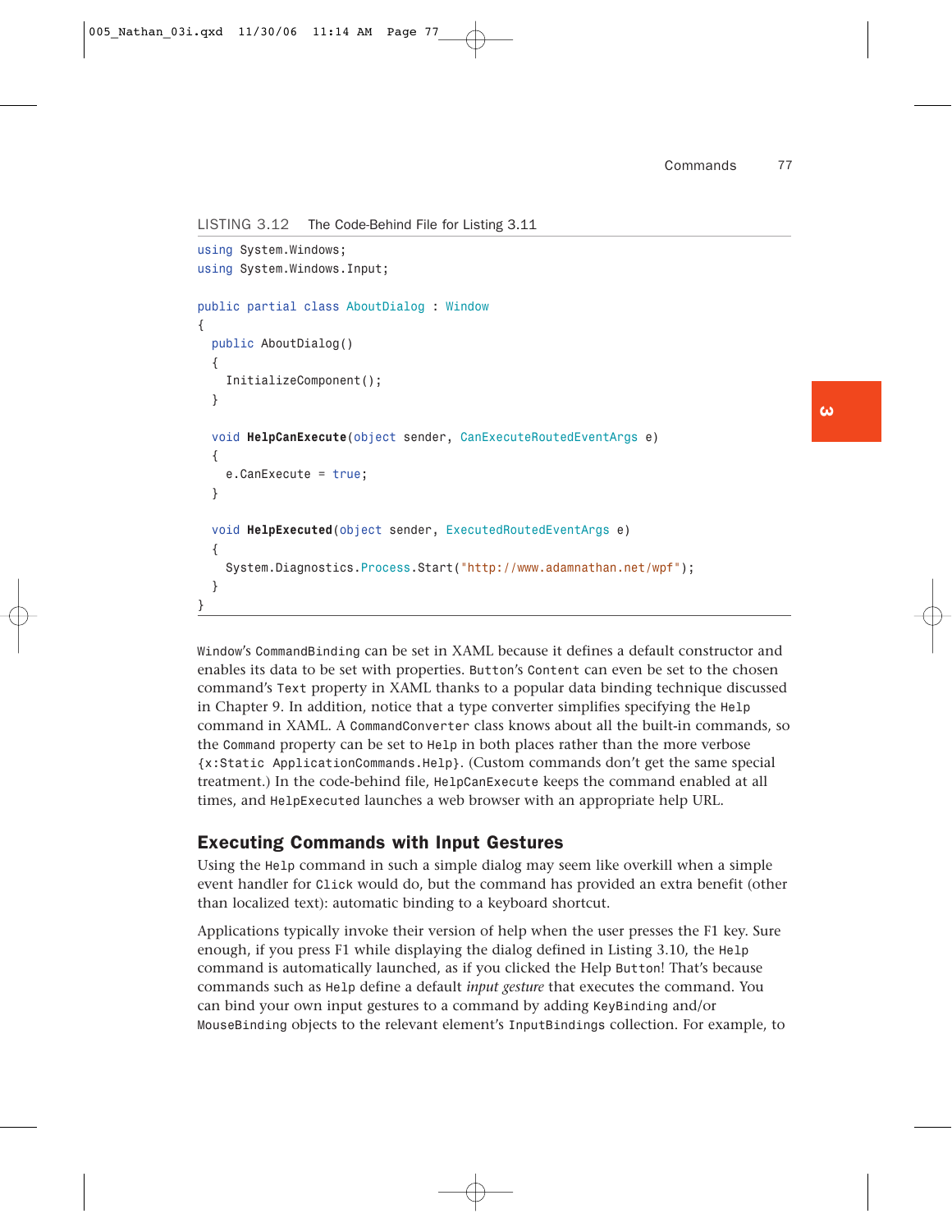LISTING 3.12 The Code-Behind File for Listing 3.11

```
using System.Windows;
using System.Windows.Input;

public partial class AboutDialog : Window
{
  public AboutDialog()
  {
    InitializeComponent();
  }

  void HelpCanExecute(object sender, CanExecuteRoutedEventArgs e)
  {
    e.CanExecute = true;
  }

  void HelpExecuted(object sender, ExecutedRoutedEventArgs e)
  {
    System.Diagnostics.Process.Start("http://www.adamnathan.net/wpf");
  }
}
```

Window's CommandBinding can be set in XAML because it defines a default constructor and enables its data to be set with properties. Button's Content can even be set to the chosen command's Text property in XAML thanks to a popular data binding technique discussed in Chapter 9. In addition, notice that a type converter simplifies specifying the Help command in XAML. A CommandConverter class knows about all the built-in commands, so the Command property can be set to Help in both places rather than the more verbose {x:Static ApplicationCommands.Help}. (Custom commands don't get the same special treatment.) In the code-behind file, HelpCanExecute keeps the command enabled at all times, and HelpExecuted launches a web browser with an appropriate help URL.

## Executing Commands with Input Gestures

Using the Help command in such a simple dialog may seem like overkill when a simple event handler for Click would do, but the command has provided an extra benefit (other than localized text): automatic binding to a keyboard shortcut.

Applications typically invoke their version of help when the user presses the F1 key. Sure enough, if you press F1 while displaying the dialog defined in Listing 3.10, the Help command is automatically launched, as if you clicked the Help Button! That's because commands such as Help define a default *input gesture* that executes the command. You can bind your own input gestures to a command by adding KeyBinding and/or MouseBinding objects to the relevant element's InputBindings collection. For example, to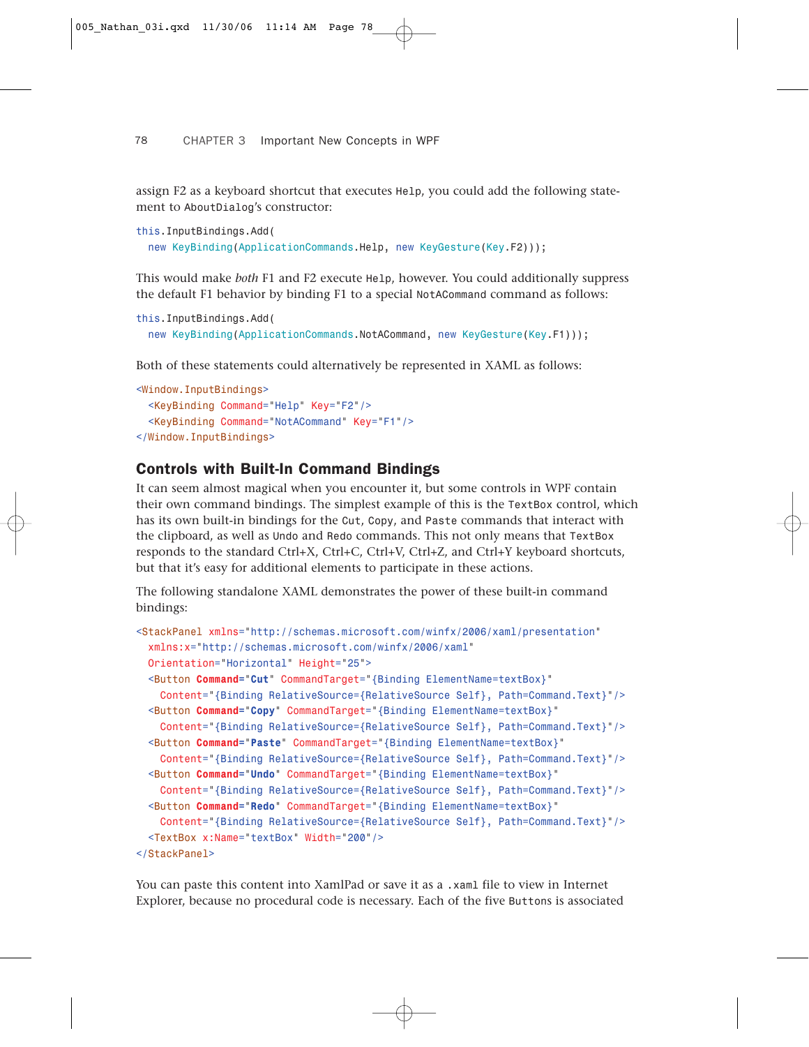assign F2 as a keyboard shortcut that executes `Help`, you could add the following statement to `AboutDialog`'s constructor:

```
this.InputBindings.Add(
  new KeyBinding(ApplicationCommands.Help, new KeyGesture(Key.F2)));
```

This would make *both* F1 and F2 execute `Help`, however. You could additionally suppress the default F1 behavior by binding F1 to a special `NotACommand` command as follows:

```
this.InputBindings.Add(
  new KeyBinding(ApplicationCommands.NotACommand, new KeyGesture(Key.F1)));
```

Both of these statements could alternatively be represented in XAML as follows:

```
<Window.InputBindings>
  <KeyBinding Command="Help" Key="F2"/>
  <KeyBinding Command="NotACommand" Key="F1"/>
</Window.InputBindings>
```

## Controls with Built-In Command Bindings

It can seem almost magical when you encounter it, but some controls in WPF contain their own command bindings. The simplest example of this is the `TextBox` control, which has its own built-in bindings for the `Cut`, `Copy`, and `Paste` commands that interact with the clipboard, as well as `Undo` and `Redo` commands. This not only means that `TextBox` responds to the standard Ctrl+X, Ctrl+C, Ctrl+V, Ctrl+Z, and Ctrl+Y keyboard shortcuts, but that it's easy for additional elements to participate in these actions.

The following standalone XAML demonstrates the power of these built-in command bindings:

```
<StackPanel xmlns="http://schemas.microsoft.com/winfx/2006/xaml/presentation"
  xmlns:x="http://schemas.microsoft.com/winfx/2006/xaml"
  Orientation="Horizontal" Height="25">
  <Button Command="Cut" CommandTarget="{Binding ElementName=textBox}"
    Content="{Binding RelativeSource={RelativeSource Self}, Path=Command.Text}"/>
  <Button Command="Copy" CommandTarget="{Binding ElementName=textBox}"
    Content="{Binding RelativeSource={RelativeSource Self}, Path=Command.Text}"/>
  <Button Command="Paste" CommandTarget="{Binding ElementName=textBox}"
    Content="{Binding RelativeSource={RelativeSource Self}, Path=Command.Text}"/>
  <Button Command="Undo" CommandTarget="{Binding ElementName=textBox}"
    Content="{Binding RelativeSource={RelativeSource Self}, Path=Command.Text}"/>
  <Button Command="Redo" CommandTarget="{Binding ElementName=textBox}"
    Content="{Binding RelativeSource={RelativeSource Self}, Path=Command.Text}"/>
  <TextBox x:Name="textBox" Width="200"/>
</StackPanel>
```

You can paste this content into XamlPad or save it as a `.xaml` file to view in Internet Explorer, because no procedural code is necessary. Each of the five `Buttons` is associated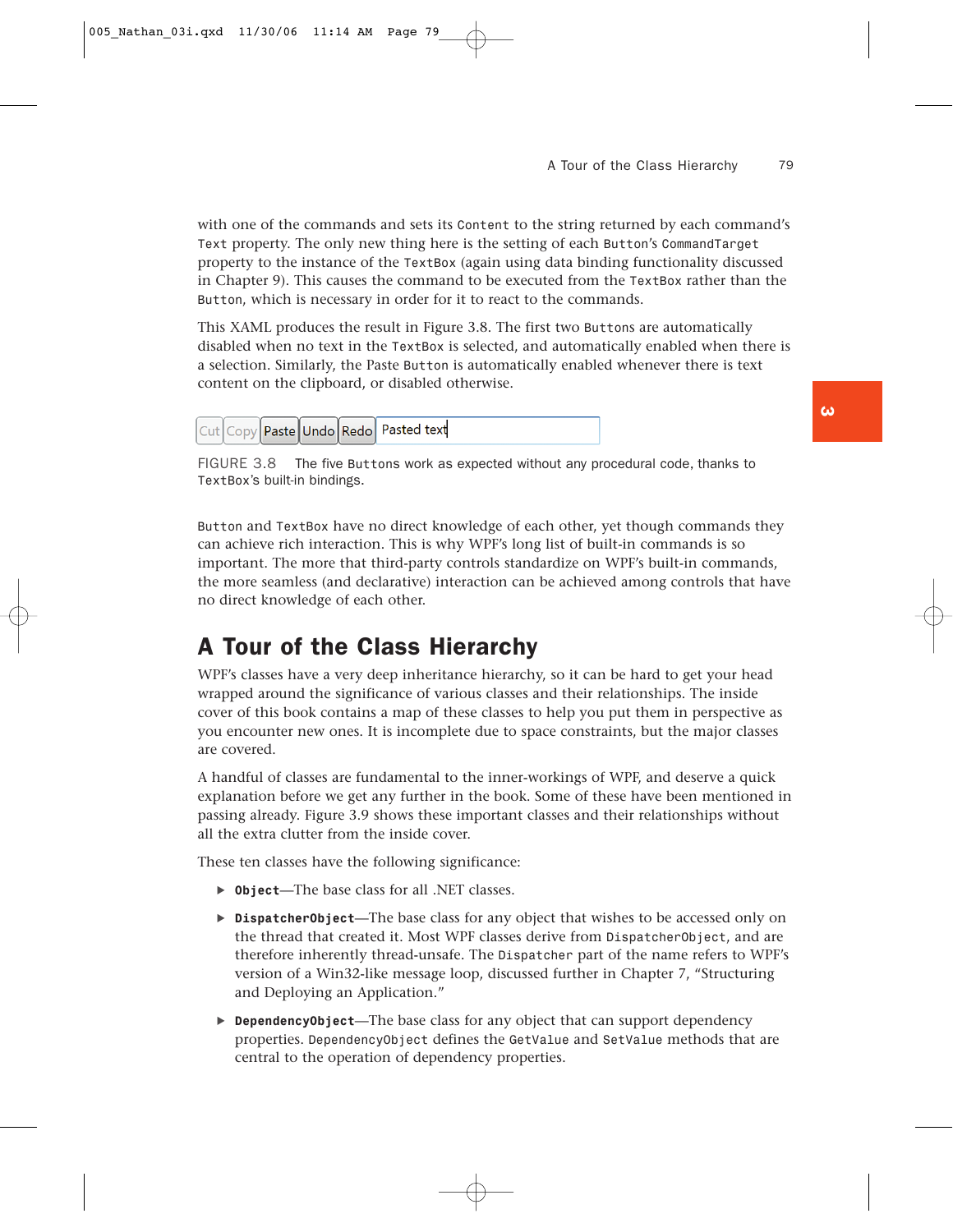with one of the commands and sets its `Content` to the string returned by each command's `Text` property. The only new thing here is the setting of each `Button`'s `CommandTarget` property to the instance of the `TextBox` (again using data binding functionality discussed in Chapter 9). This causes the command to be executed from the `TextBox` rather than the `Button`, which is necessary in order for it to react to the commands.

This XAML produces the result in Figure 3.8. The first two `Button`s are automatically disabled when no text in the `TextBox` is selected, and automatically enabled when there is a selection. Similarly, the Paste `Button` is automatically enabled whenever there is text content on the clipboard, or disabled otherwise.

FIGURE 3.8 The five `Buttons` work as expected without any procedural code, thanks to `TextBox`'s built-in bindings.

`Button` and `TextBox` have no direct knowledge of each other, yet though commands they can achieve rich interaction. This is why WPF's long list of built-in commands is so important. The more that third-party controls standardize on WPF's built-in commands, the more seamless (and declarative) interaction can be achieved among controls that have no direct knowledge of each other.

## A Tour of the Class Hierarchy

WPF's classes have a very deep inheritance hierarchy, so it can be hard to get your head wrapped around the significance of various classes and their relationships. The inside cover of this book contains a map of these classes to help you put them in perspective as you encounter new ones. It is incomplete due to space constraints, but the major classes are covered.

A handful of classes are fundamental to the inner-workings of WPF, and deserve a quick explanation before we get any further in the book. Some of these have been mentioned in passing already. Figure 3.9 shows these important classes and their relationships without all the extra clutter from the inside cover.

These ten classes have the following significance:

- **`Object`**—The base class for all .NET classes.
- **`DispatcherObject`**—The base class for any object that wishes to be accessed only on the thread that created it. Most WPF classes derive from `DispatcherObject`, and are therefore inherently thread-unsafe. The `Dispatcher` part of the name refers to WPF's version of a Win32-like message loop, discussed further in Chapter 7, "Structuring and Deploying an Application."
- **`DependencyObject`**—The base class for any object that can support dependency properties. `DependencyObject` defines the `GetValue` and `SetValue` methods that are central to the operation of dependency properties.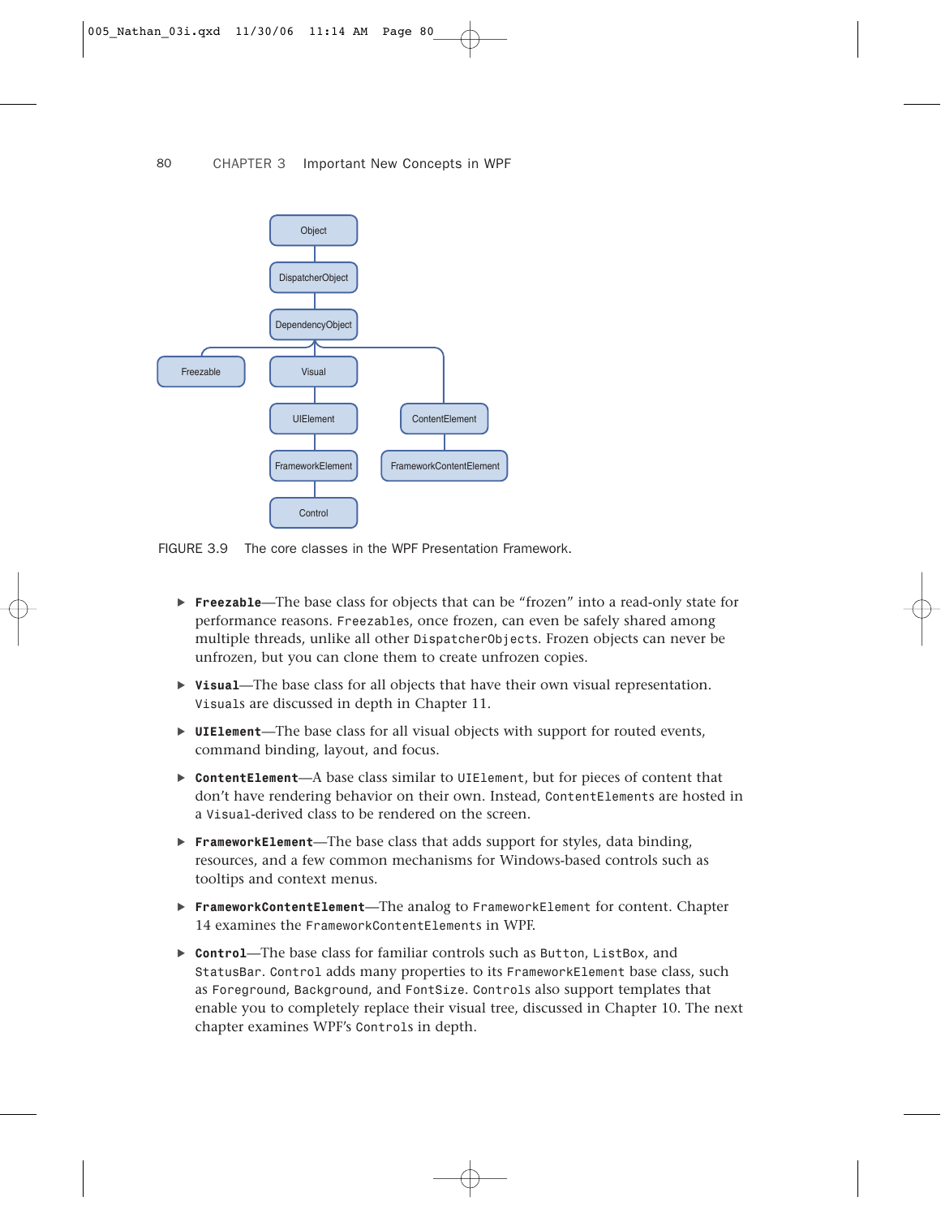FIGURE 3.9 The core classes in the WPF Presentation Framework.

- **Freezable**—The base class for objects that can be "frozen" into a read-only state for performance reasons. Freezables, once frozen, can even be safely shared among multiple threads, unlike all other DispatcherObjects. Frozen objects can never be unfrozen, but you can clone them to create unfrozen copies.
- **Visual**—The base class for all objects that have their own visual representation. Visuals are discussed in depth in Chapter 11.
- **UIElement**—The base class for all visual objects with support for routed events, command binding, layout, and focus.
- **ContentElement**—A base class similar to UIElement, but for pieces of content that don't have rendering behavior on their own. Instead, ContentElements are hosted in a Visual-derived class to be rendered on the screen.
- **FrameworkElement**—The base class that adds support for styles, data binding, resources, and a few common mechanisms for Windows-based controls such as tooltips and context menus.
- **FrameworkContentElement**—The analog to FrameworkElement for content. Chapter 14 examines the FrameworkContentElements in WPF.
- **Control**—The base class for familiar controls such as Button, ListBox, and StatusBar. Control adds many properties to its FrameworkElement base class, such as Foreground, Background, and FontSize. Controls also support templates that enable you to completely replace their visual tree, discussed in Chapter 10. The next chapter examines WPF's Controls in depth.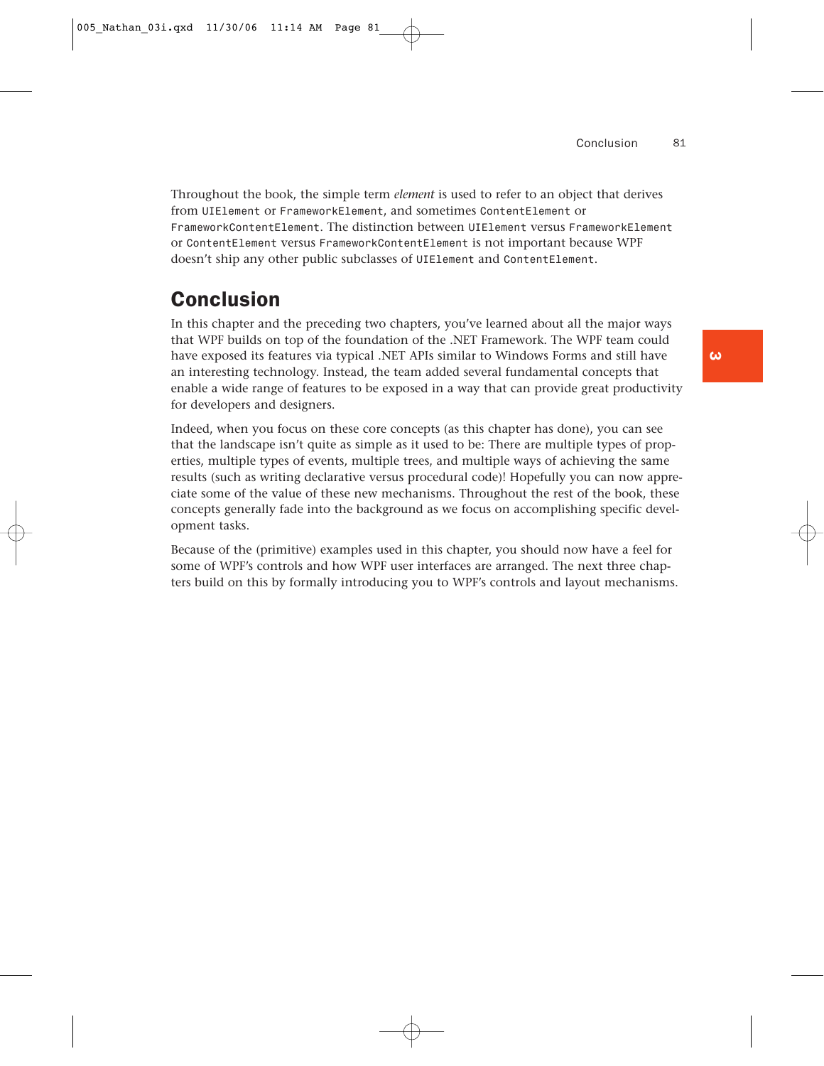Throughout the book, the simple term *element* is used to refer to an object that derives from `UIElement` or `FrameworkElement`, and sometimes `ContentElement` or `FrameworkContentElement`. The distinction between `UIElement` versus `FrameworkElement` or `ContentElement` versus `FrameworkContentElement` is not important because WPF doesn't ship any other public subclasses of `UIElement` and `ContentElement`.

## Conclusion

In this chapter and the preceding two chapters, you've learned about all the major ways that WPF builds on top of the foundation of the .NET Framework. The WPF team could have exposed its features via typical .NET APIs similar to Windows Forms and still have an interesting technology. Instead, the team added several fundamental concepts that enable a wide range of features to be exposed in a way that can provide great productivity for developers and designers.

Indeed, when you focus on these core concepts (as this chapter has done), you can see that the landscape isn't quite as simple as it used to be: There are multiple types of properties, multiple types of events, multiple trees, and multiple ways of achieving the same results (such as writing declarative versus procedural code)! Hopefully you can now appreciate some of the value of these new mechanisms. Throughout the rest of the book, these concepts generally fade into the background as we focus on accomplishing specific development tasks.

Because of the (primitive) examples used in this chapter, you should now have a feel for some of WPF's controls and how WPF user interfaces are arranged. The next three chapters build on this by formally introducing you to WPF's controls and layout mechanisms.